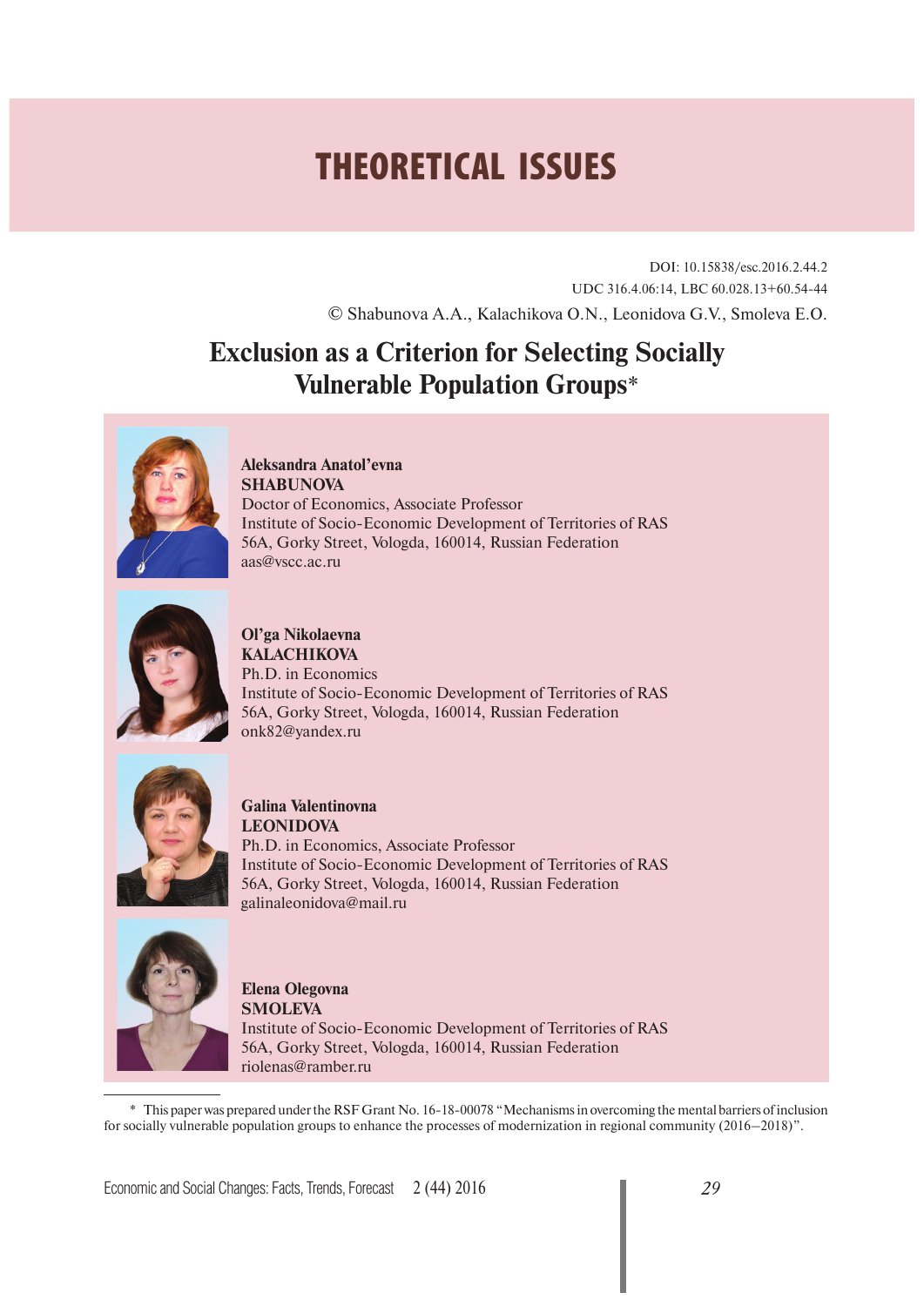# THEORETICAL ISSUES

DOI: 10.15838/esc.2016.2.44.2

UDC 316.4.06:14, LBC 60.028.13+60.54-44

© Shabunova A.A., Kalachikova O.N., Leonidova G.V., Smoleva E.O.

## Exclusion as a Criterion for Selecting Socially Vulnerable Population Groups*

**Aleksandra Anatol'evna SHABUNOVA**
Doctor of Economics, Associate Professor
Institute of Socio-Economic Development of Territories of RAS
56A, Gorky Street, Vologda, 160014, Russian Federation
aas@vscc.ac.ru

**Ol'ga Nikolaevna KALACHIKOVA**
Ph.D. in Economics
Institute of Socio-Economic Development of Territories of RAS
56A, Gorky Street, Vologda, 160014, Russian Federation
onk82@yandex.ru

**Galina Valentinovna LEONIDOVA**
Ph.D. in Economics, Associate Professor
Institute of Socio-Economic Development of Territories of RAS
56A, Gorky Street, Vologda, 160014, Russian Federation
galinaleonidova@mail.ru

**Elena Olegovna SMOLEVA**
Institute of Socio-Economic Development of Territories of RAS
56A, Gorky Street, Vologda, 160014, Russian Federation
riolenas@ramber.ru

---

\* This paper was prepared under the RSF Grant No. 16-18-00078 "Mechanisms in overcoming the mental barriers of inclusion for socially vulnerable population groups to enhance the processes of modernization in regional community (2016–2018)".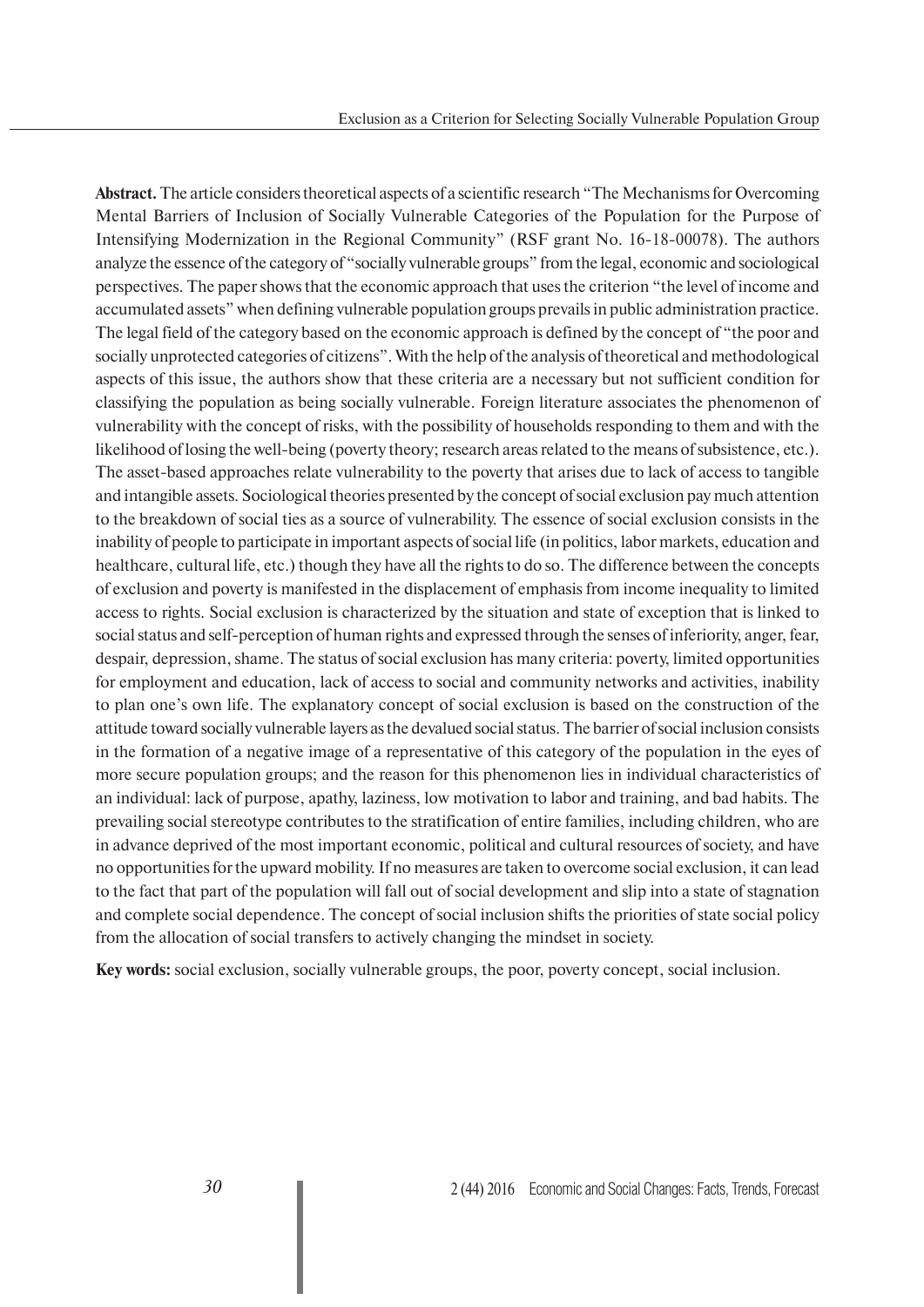**Abstract.** The article considers theoretical aspects of a scientific research "The Mechanisms for Overcoming Mental Barriers of Inclusion of Socially Vulnerable Categories of the Population for the Purpose of Intensifying Modernization in the Regional Community" (RSF grant No. 16-18-00078). The authors analyze the essence of the category of "socially vulnerable groups" from the legal, economic and sociological perspectives. The paper shows that the economic approach that uses the criterion "the level of income and accumulated assets" when defining vulnerable population groups prevails in public administration practice. The legal field of the category based on the economic approach is defined by the concept of "the poor and socially unprotected categories of citizens". With the help of the analysis of theoretical and methodological aspects of this issue, the authors show that these criteria are a necessary but not sufficient condition for classifying the population as being socially vulnerable. Foreign literature associates the phenomenon of vulnerability with the concept of risks, with the possibility of households responding to them and with the likelihood of losing the well-being (poverty theory; research areas related to the means of subsistence, etc.). The asset-based approaches relate vulnerability to the poverty that arises due to lack of access to tangible and intangible assets. Sociological theories presented by the concept of social exclusion pay much attention to the breakdown of social ties as a source of vulnerability. The essence of social exclusion consists in the inability of people to participate in important aspects of social life (in politics, labor markets, education and healthcare, cultural life, etc.) though they have all the rights to do so. The difference between the concepts of exclusion and poverty is manifested in the displacement of emphasis from income inequality to limited access to rights. Social exclusion is characterized by the situation and state of exception that is linked to social status and self-perception of human rights and expressed through the senses of inferiority, anger, fear, despair, depression, shame. The status of social exclusion has many criteria: poverty, limited opportunities for employment and education, lack of access to social and community networks and activities, inability to plan one's own life. The explanatory concept of social exclusion is based on the construction of the attitude toward socially vulnerable layers as the devalued social status. The barrier of social inclusion consists in the formation of a negative image of a representative of this category of the population in the eyes of more secure population groups; and the reason for this phenomenon lies in individual characteristics of an individual: lack of purpose, apathy, laziness, low motivation to labor and training, and bad habits. The prevailing social stereotype contributes to the stratification of entire families, including children, who are in advance deprived of the most important economic, political and cultural resources of society, and have no opportunities for the upward mobility. If no measures are taken to overcome social exclusion, it can lead to the fact that part of the population will fall out of social development and slip into a state of stagnation and complete social dependence. The concept of social inclusion shifts the priorities of state social policy from the allocation of social transfers to actively changing the mindset in society.

**Key words:** social exclusion, socially vulnerable groups, the poor, poverty concept, social inclusion.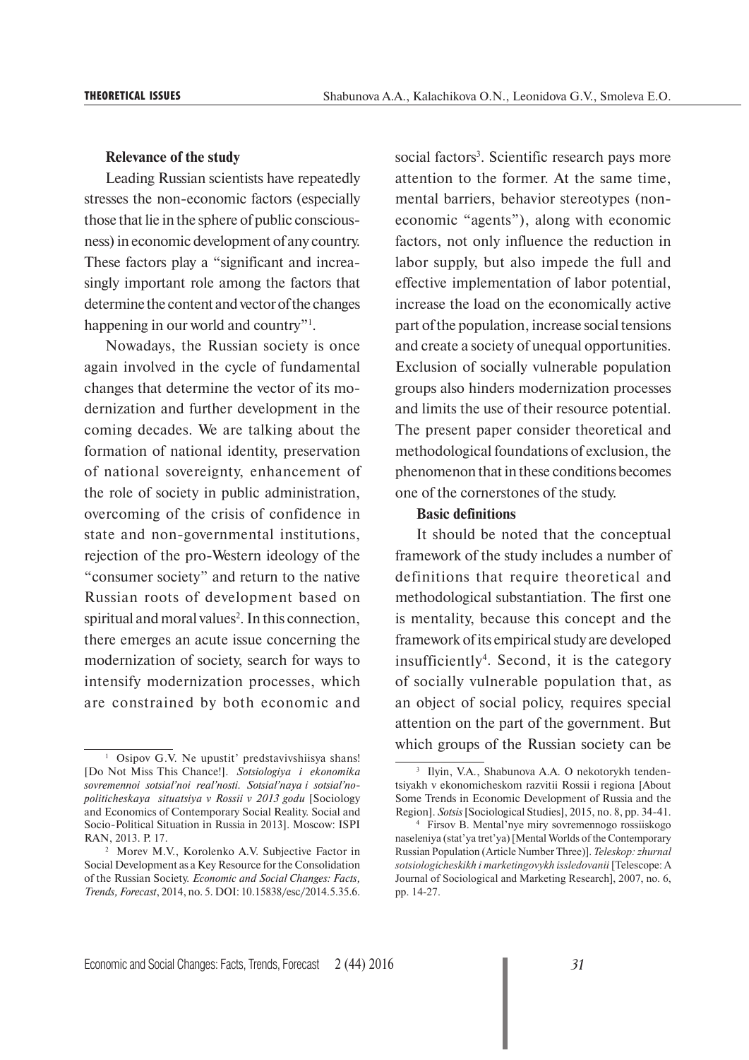**Relevance of the study**

Leading Russian scientists have repeatedly stresses the non-economic factors (especially those that lie in the sphere of public consciousness) in economic development of any country. These factors play a "significant and increasingly important role among the factors that determine the content and vector of the changes happening in our world and country"[1].

Nowadays, the Russian society is once again involved in the cycle of fundamental changes that determine the vector of its modernization and further development in the coming decades. We are talking about the formation of national identity, preservation of national sovereignty, enhancement of the role of society in public administration, overcoming of the crisis of confidence in state and non-governmental institutions, rejection of the pro-Western ideology of the "consumer society" and return to the native Russian roots of development based on spiritual and moral values[2]. In this connection, there emerges an acute issue concerning the modernization of society, search for ways to intensify modernization processes, which are constrained by both economic and social factors[3]. Scientific research pays more attention to the former. At the same time, mental barriers, behavior stereotypes (non-economic "agents"), along with economic factors, not only influence the reduction in labor supply, but also impede the full and effective implementation of labor potential, increase the load on the economically active part of the population, increase social tensions and create a society of unequal opportunities. Exclusion of socially vulnerable population groups also hinders modernization processes and limits the use of their resource potential. The present paper consider theoretical and methodological foundations of exclusion, the phenomenon that in these conditions becomes one of the cornerstones of the study.

**Basic definitions**

It should be noted that the conceptual framework of the study includes a number of definitions that require theoretical and methodological substantiation. The first one is mentality, because this concept and the framework of its empirical study are developed insufficiently[4]. Second, it is the category of socially vulnerable population that, as an object of social policy, requires special attention on the part of the government. But which groups of the Russian society can be

---

[1] Osipov G.V. Ne upustit' predstavivshiisya shans! [Do Not Miss This Chance!]. *Sotsiologiya i ekonomika sovremennoi sotsial'noi real'nosti. Sotsial'naya i sotsial'no-politicheskaya situatsiya v Rossii v 2013 godu* [Sociology and Economics of Contemporary Social Reality. Social and Socio-Political Situation in Russia in 2013]. Moscow: ISPI RAN, 2013. P. 17.

[2] Morev M.V., Korolenko A.V. Subjective Factor in Social Development as a Key Resource for the Consolidation of the Russian Society. *Economic and Social Changes: Facts, Trends, Forecast*, 2014, no. 5. DOI: 10.15838/esc/2014.5.35.6.

[3] Ilyin, V.A., Shabunova A.A. O nekotorykh tendentsiyakh v ekonomicheskom razvitii Rossii i regiona [About Some Trends in Economic Development of Russia and the Region]. *Sotsis* [Sociological Studies], 2015, no. 8, pp. 34-41.

[4] Firsov B. Mental'nye miry sovremennogo rossiiskogo naseleniya (stat'ya tret'ya) [Mental Worlds of the Contemporary Russian Population (Article Number Three)]. *Teleskop: zhurnal sotsiologicheskikh i marketingovykh issledovanii* [Telescope: A Journal of Sociological and Marketing Research], 2007, no. 6, pp. 14-27.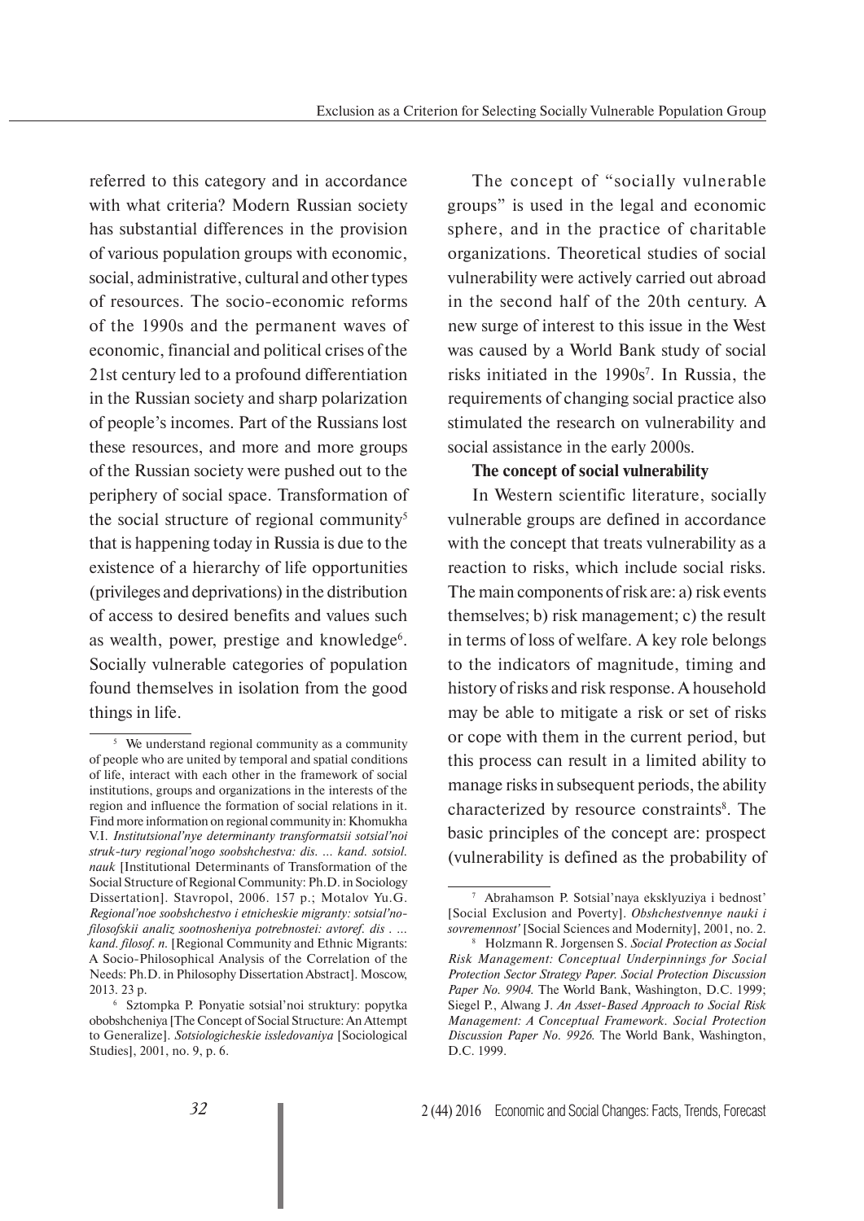referred to this category and in accordance with what criteria? Modern Russian society has substantial differences in the provision of various population groups with economic, social, administrative, cultural and other types of resources. The socio-economic reforms of the 1990s and the permanent waves of economic, financial and political crises of the 21st century led to a profound differentiation in the Russian society and sharp polarization of people's incomes. Part of the Russians lost these resources, and more and more groups of the Russian society were pushed out to the periphery of social space. Transformation of the social structure of regional community[5] that is happening today in Russia is due to the existence of a hierarchy of life opportunities (privileges and deprivations) in the distribution of access to desired benefits and values such as wealth, power, prestige and knowledge[6]. Socially vulnerable categories of population found themselves in isolation from the good things in life.

[5] We understand regional community as a community of people who are united by temporal and spatial conditions of life, interact with each other in the framework of social institutions, groups and organizations in the interests of the region and influence the formation of social relations in it. Find more information on regional community in: Khomukha V.I. *Institutsional'nye determinanty transformatsii sotsial'noi struk-tury regional'nogo soobshchestva: dis. ... kand. sotsiol. nauk* [Institutional Determinants of Transformation of the Social Structure of Regional Community: Ph.D. in Sociology Dissertation]. Stavropol, 2006. 157 p.; Motalov Yu.G. *Regional'noe soobshchestvo i etnicheskie migranty: sotsial'no-filosofskii analiz sootnosheniya potrebnostei: avtoref. dis . ... kand. filosof. n.* [Regional Community and Ethnic Migrants: A Socio-Philosophical Analysis of the Correlation of the Needs: Ph.D. in Philosophy Dissertation Abstract]. Moscow, 2013. 23 p.

[6] Sztompka P. Ponyatie sotsial'noi struktury: popytka obobshcheniya [The Concept of Social Structure: An Attempt to Generalize]. *Sotsiologicheskie issledovaniya* [Sociological Studies], 2001, no. 9, p. 6.

The concept of "socially vulnerable groups" is used in the legal and economic sphere, and in the practice of charitable organizations. Theoretical studies of social vulnerability were actively carried out abroad in the second half of the 20th century. A new surge of interest to this issue in the West was caused by a World Bank study of social risks initiated in the 1990s[7]. In Russia, the requirements of changing social practice also stimulated the research on vulnerability and social assistance in the early 2000s.

**The concept of social vulnerability**

In Western scientific literature, socially vulnerable groups are defined in accordance with the concept that treats vulnerability as a reaction to risks, which include social risks. The main components of risk are: a) risk events themselves; b) risk management; c) the result in terms of loss of welfare. A key role belongs to the indicators of magnitude, timing and history of risks and risk response. A household may be able to mitigate a risk or set of risks or cope with them in the current period, but this process can result in a limited ability to manage risks in subsequent periods, the ability characterized by resource constraints[8]. The basic principles of the concept are: prospect (vulnerability is defined as the probability of

[7] Abrahamson P. Sotsial'naya eksklyuziya i bednost' [Social Exclusion and Poverty]. *Obshchestvennye nauki i sovremennost'* [Social Sciences and Modernity], 2001, no. 2.

[8] Holzmann R. Jorgensen S. *Social Protection as Social Risk Management: Conceptual Underpinnings for Social Protection Sector Strategy Paper. Social Protection Discussion Paper No. 9904.* The World Bank, Washington, D.C. 1999; Siegel P., Alwang J. *An Asset-Based Approach to Social Risk Management: A Conceptual Framework. Social Protection Discussion Paper No. 9926.* The World Bank, Washington, D.C. 1999.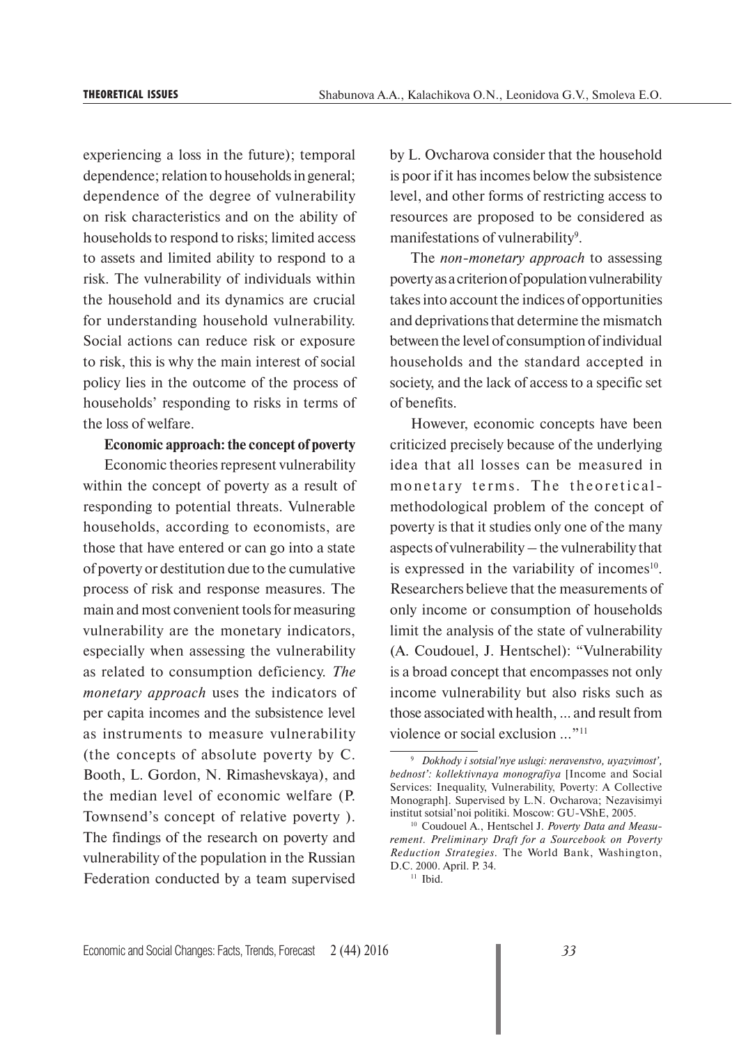experiencing a loss in the future); temporal dependence; relation to households in general; dependence of the degree of vulnerability on risk characteristics and on the ability of households to respond to risks; limited access to assets and limited ability to respond to a risk. The vulnerability of individuals within the household and its dynamics are crucial for understanding household vulnerability. Social actions can reduce risk or exposure to risk, this is why the main interest of social policy lies in the outcome of the process of households' responding to risks in terms of the loss of welfare.

**Economic approach: the concept of poverty**

Economic theories represent vulnerability within the concept of poverty as a result of responding to potential threats. Vulnerable households, according to economists, are those that have entered or can go into a state of poverty or destitution due to the cumulative process of risk and response measures. The main and most convenient tools for measuring vulnerability are the monetary indicators, especially when assessing the vulnerability as related to consumption deficiency. *The monetary approach* uses the indicators of per capita incomes and the subsistence level as instruments to measure vulnerability (the concepts of absolute poverty by C. Booth, L. Gordon, N. Rimashevskaya), and the median level of economic welfare (P. Townsend's concept of relative poverty ). The findings of the research on poverty and vulnerability of the population in the Russian Federation conducted by a team supervised by L. Ovcharova consider that the household is poor if it has incomes below the subsistence level, and other forms of restricting access to resources are proposed to be considered as manifestations of vulnerability[9].

The *non-monetary approach* to assessing poverty as a criterion of population vulnerability takes into account the indices of opportunities and deprivations that determine the mismatch between the level of consumption of individual households and the standard accepted in society, and the lack of access to a specific set of benefits.

However, economic concepts have been criticized precisely because of the underlying idea that all losses can be measured in monetary terms. The theoretical-methodological problem of the concept of poverty is that it studies only one of the many aspects of vulnerability – the vulnerability that is expressed in the variability of incomes[10]. Researchers believe that the measurements of only income or consumption of households limit the analysis of the state of vulnerability (A. Coudouel, J. Hentschel): "Vulnerability is a broad concept that encompasses not only income vulnerability but also risks such as those associated with health, ... and result from violence or social exclusion ..."[11]

---

[9] *Dokhody i sotsial'nye uslugi: neravenstvo, uyazvimost', bednost': kollektivnaya monografiya* [Income and Social Services: Inequality, Vulnerability, Poverty: A Collective Monograph]. Supervised by L.N. Ovcharova; Nezavisimyi institut sotsial'noi politiki. Moscow: GU-VShE, 2005.

[10] Coudouel A., Hentschel J. *Poverty Data and Measurement. Preliminary Draft for a Sourcebook on Poverty Reduction Strategies*. The World Bank, Washington, D.C. 2000. April. P. 34.

[11] Ibid.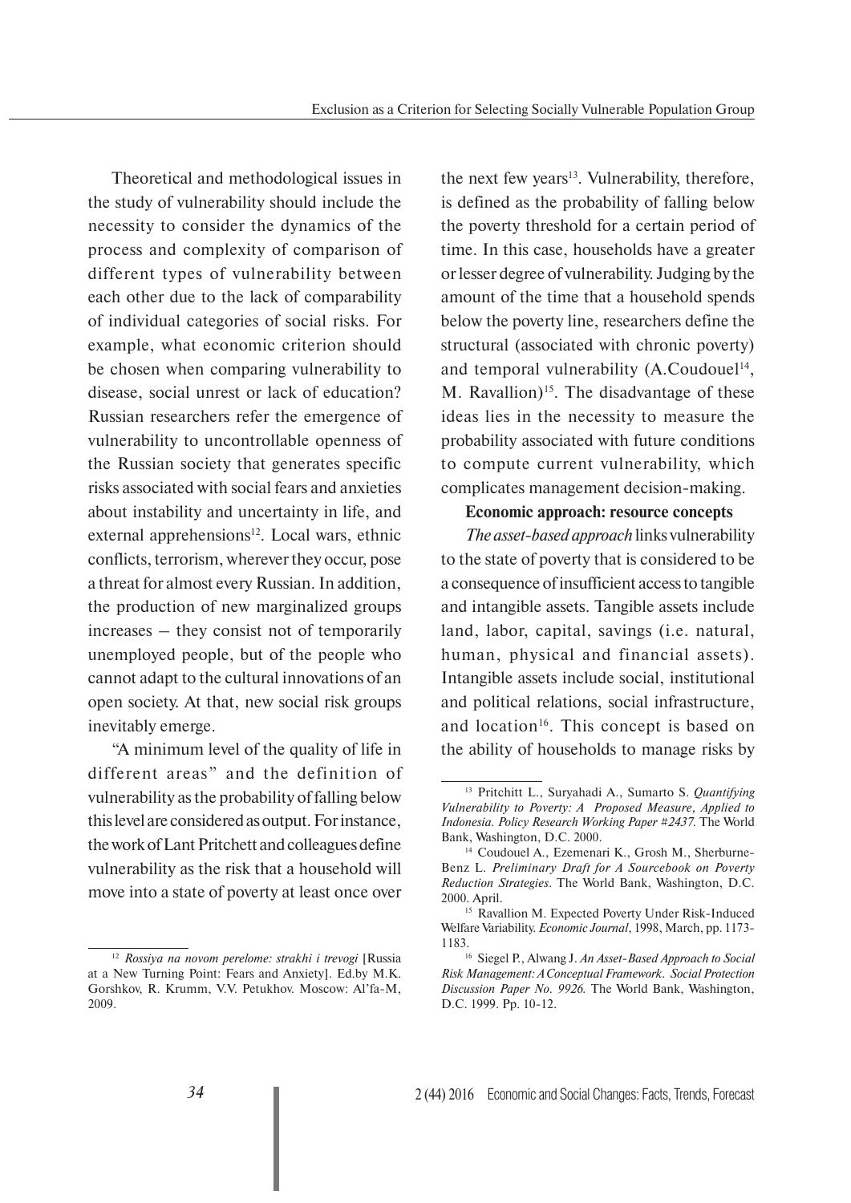Theoretical and methodological issues in the study of vulnerability should include the necessity to consider the dynamics of the process and complexity of comparison of different types of vulnerability between each other due to the lack of comparability of individual categories of social risks. For example, what economic criterion should be chosen when comparing vulnerability to disease, social unrest or lack of education? Russian researchers refer the emergence of vulnerability to uncontrollable openness of the Russian society that generates specific risks associated with social fears and anxieties about instability and uncertainty in life, and external apprehensions[12]. Local wars, ethnic conflicts, terrorism, wherever they occur, pose a threat for almost every Russian. In addition, the production of new marginalized groups increases – they consist not of temporarily unemployed people, but of the people who cannot adapt to the cultural innovations of an open society. At that, new social risk groups inevitably emerge.

"A minimum level of the quality of life in different areas" and the definition of vulnerability as the probability of falling below this level are considered as output. For instance, the work of Lant Pritchett and colleagues define vulnerability as the risk that a household will move into a state of poverty at least once over the next few years[13]. Vulnerability, therefore, is defined as the probability of falling below the poverty threshold for a certain period of time. In this case, households have a greater or lesser degree of vulnerability. Judging by the amount of the time that a household spends below the poverty line, researchers define the structural (associated with chronic poverty) and temporal vulnerability (A.Coudouel[14], M. Ravallion)[15]. The disadvantage of these ideas lies in the necessity to measure the probability associated with future conditions to compute current vulnerability, which complicates management decision-making.

**Economic approach: resource concepts**

*The asset-based approach* links vulnerability to the state of poverty that is considered to be a consequence of insufficient access to tangible and intangible assets. Tangible assets include land, labor, capital, savings (i.e. natural, human, physical and financial assets). Intangible assets include social, institutional and political relations, social infrastructure, and location[16]. This concept is based on the ability of households to manage risks by

---

[12] *Rossiya na novom perelome: strakhi i trevogi* [Russia at a New Turning Point: Fears and Anxiety]. Ed.by M.K. Gorshkov, R. Krumm, V.V. Petukhov. Moscow: Al'fa-M, 2009.

[13] Pritchitt L., Suryahadi A., Sumarto S. *Quantifying Vulnerability to Poverty: A Proposed Measure, Applied to Indonesia. Policy Research Working Paper #2437.* The World Bank, Washington, D.C. 2000.

[14] Coudouel A., Ezemenari K., Grosh M., Sherburne-Benz L. *Preliminary Draft for A Sourcebook on Poverty Reduction Strategies.* The World Bank, Washington, D.C. 2000. April.

[15] Ravallion M. Expected Poverty Under Risk-Induced Welfare Variability. *Economic Journal*, 1998, March, pp. 1173-1183.

[16] Siegel P., Alwang J. *An Asset-Based Approach to Social Risk Management: A Conceptual Framework. Social Protection Discussion Paper No. 9926.* The World Bank, Washington, D.C. 1999. Pp. 10-12.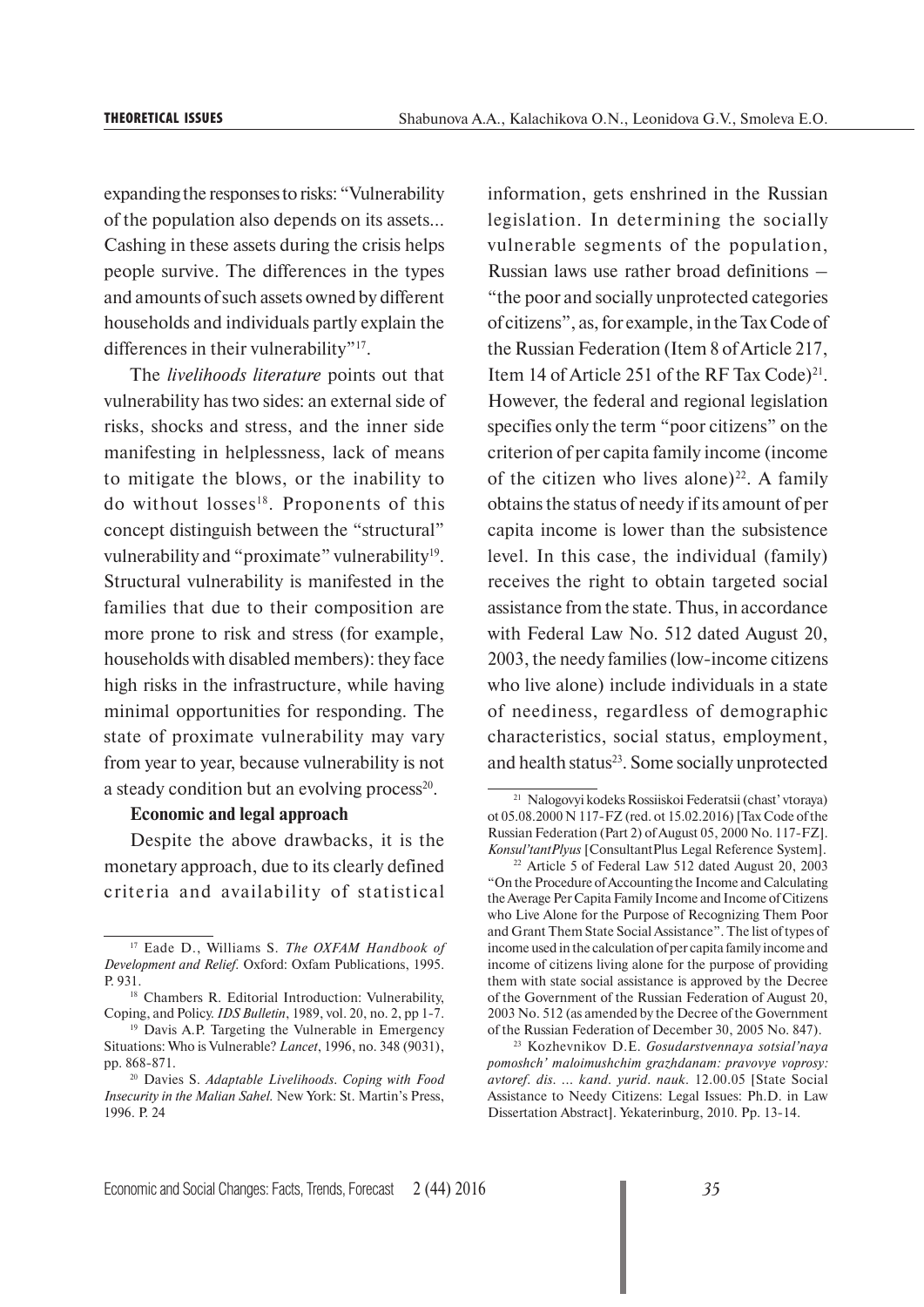expanding the responses to risks: "Vulnerability of the population also depends on its assets... Cashing in these assets during the crisis helps people survive. The differences in the types and amounts of such assets owned by different households and individuals partly explain the differences in their vulnerability"[17].

The *livelihoods literature* points out that vulnerability has two sides: an external side of risks, shocks and stress, and the inner side manifesting in helplessness, lack of means to mitigate the blows, or the inability to do without losses[18]. Proponents of this concept distinguish between the "structural" vulnerability and "proximate" vulnerability[19]. Structural vulnerability is manifested in the families that due to their composition are more prone to risk and stress (for example, households with disabled members): they face high risks in the infrastructure, while having minimal opportunities for responding. The state of proximate vulnerability may vary from year to year, because vulnerability is not a steady condition but an evolving process[20].

**Economic and legal approach**

Despite the above drawbacks, it is the monetary approach, due to its clearly defined criteria and availability of statistical information, gets enshrined in the Russian legislation. In determining the socially vulnerable segments of the population, Russian laws use rather broad definitions – "the poor and socially unprotected categories of citizens", as, for example, in the Tax Code of the Russian Federation (Item 8 of Article 217, Item 14 of Article 251 of the RF Tax Code)[21]. However, the federal and regional legislation specifies only the term "poor citizens" on the criterion of per capita family income (income of the citizen who lives alone)[22]. A family obtains the status of needy if its amount of per capita income is lower than the subsistence level. In this case, the individual (family) receives the right to obtain targeted social assistance from the state. Thus, in accordance with Federal Law No. 512 dated August 20, 2003, the needy families (low-income citizens who live alone) include individuals in a state of neediness, regardless of demographic characteristics, social status, employment, and health status[23]. Some socially unprotected

---

[17] Eade D., Williams S. *The OXFAM Handbook of Development and Relief.* Oxford: Oxfam Publications, 1995. P. 931.

[18] Chambers R. Editorial Introduction: Vulnerability, Coping, and Policy. *IDS Bulletin*, 1989, vol. 20, no. 2, pp 1-7.

[19] Davis A.P. Targeting the Vulnerable in Emergency Situations: Who is Vulnerable? *Lancet*, 1996, no. 348 (9031), pp. 868-871.

[20] Davies S. *Adaptable Livelihoods. Coping with Food Insecurity in the Malian Sahel.* New York: St. Martin's Press, 1996. P. 24

[21] Nalogovyi kodeks Rossiiskoi Federatsii (chast' vtoraya) ot 05.08.2000 N 117-FZ (red. ot 15.02.2016) [Tax Code of the Russian Federation (Part 2) of August 05, 2000 No. 117-FZ]. *Konsul'tantPlyus* [ConsultantPlus Legal Reference System].

[22] Article 5 of Federal Law 512 dated August 20, 2003 "On the Procedure of Accounting the Income and Calculating the Average Per Capita Family Income and Income of Citizens who Live Alone for the Purpose of Recognizing Them Poor and Grant Them State Social Assistance". The list of types of income used in the calculation of per capita family income and income of citizens living alone for the purpose of providing them with state social assistance is approved by the Decree of the Government of the Russian Federation of August 20, 2003 No. 512 (as amended by the Decree of the Government of the Russian Federation of December 30, 2005 No. 847).

[23] Kozhevnikov D.E. *Gosudarstvennaya sotsial'naya pomoshch' maloimushchim grazhdanam: pravovye voprosy: avtoref. dis. ... kand. yurid. nauk.* 12.00.05 [State Social Assistance to Needy Citizens: Legal Issues: Ph.D. in Law Dissertation Abstract]. Yekaterinburg, 2010. Pp. 13-14.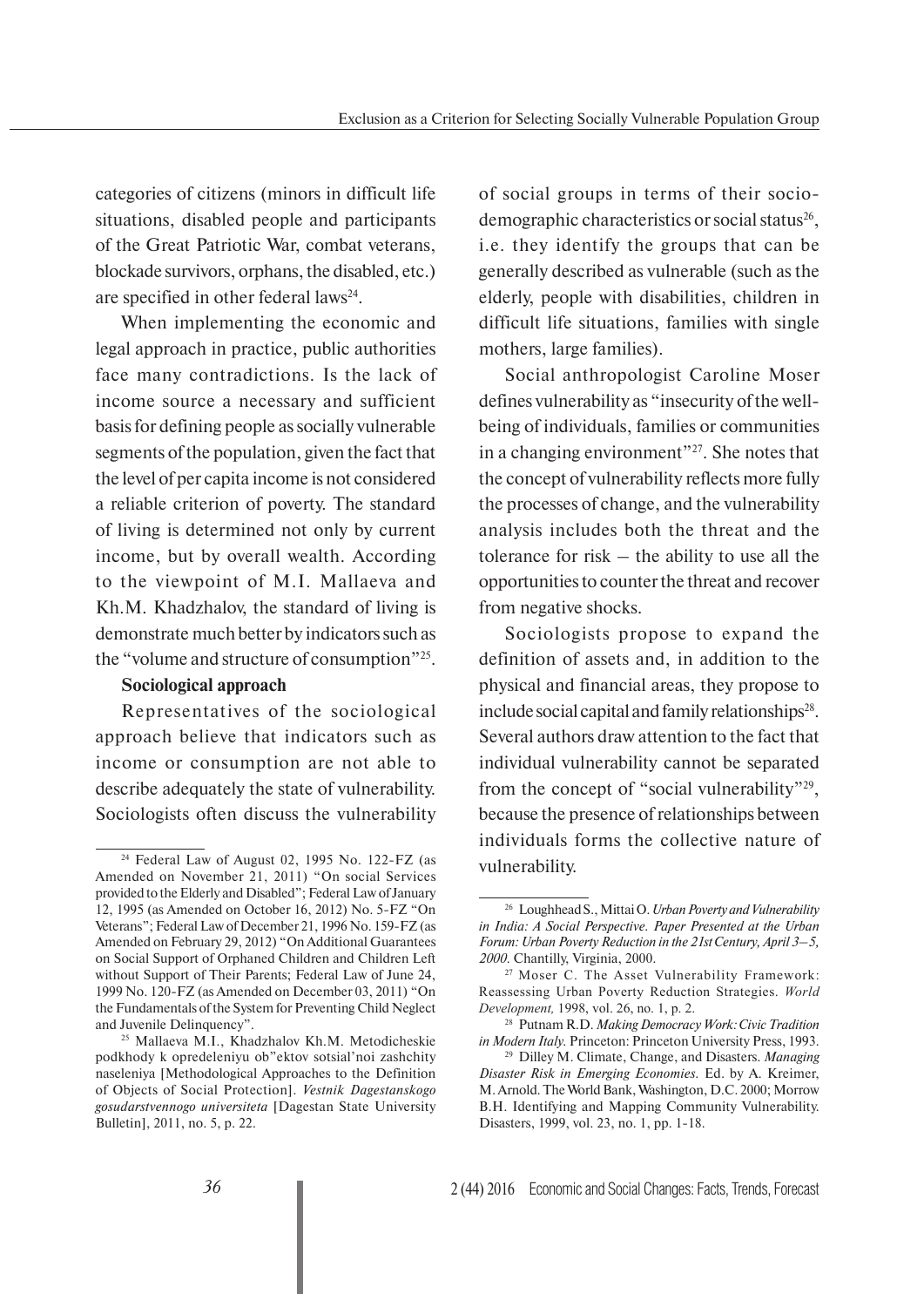categories of citizens (minors in difficult life situations, disabled people and participants of the Great Patriotic War, combat veterans, blockade survivors, orphans, the disabled, etc.) are specified in other federal laws[24].

When implementing the economic and legal approach in practice, public authorities face many contradictions. Is the lack of income source a necessary and sufficient basis for defining people as socially vulnerable segments of the population, given the fact that the level of per capita income is not considered a reliable criterion of poverty. The standard of living is determined not only by current income, but by overall wealth. According to the viewpoint of M.I. Mallaeva and Kh.M. Khadzhalov, the standard of living is demonstrate much better by indicators such as the "volume and structure of consumption"[25].

**Sociological approach**

Representatives of the sociological approach believe that indicators such as income or consumption are not able to describe adequately the state of vulnerability. Sociologists often discuss the vulnerability of social groups in terms of their socio-demographic characteristics or social status[26], i.e. they identify the groups that can be generally described as vulnerable (such as the elderly, people with disabilities, children in difficult life situations, families with single mothers, large families).

Social anthropologist Caroline Moser defines vulnerability as "insecurity of the well-being of individuals, families or communities in a changing environment"[27]. She notes that the concept of vulnerability reflects more fully the processes of change, and the vulnerability analysis includes both the threat and the tolerance for risk – the ability to use all the opportunities to counter the threat and recover from negative shocks.

Sociologists propose to expand the definition of assets and, in addition to the physical and financial areas, they propose to include social capital and family relationships[28]. Several authors draw attention to the fact that individual vulnerability cannot be separated from the concept of "social vulnerability"[29], because the presence of relationships between individuals forms the collective nature of vulnerability.

---

[24] Federal Law of August 02, 1995 No. 122-FZ (as Amended on November 21, 2011) "On social Services provided to the Elderly and Disabled"; Federal Law of January 12, 1995 (as Amended on October 16, 2012) No. 5-FZ "On Veterans"; Federal Law of December 21, 1996 No. 159-FZ (as Amended on February 29, 2012) "On Additional Guarantees on Social Support of Orphaned Children and Children Left without Support of Their Parents; Federal Law of June 24, 1999 No. 120-FZ (as Amended on December 03, 2011) "On the Fundamentals of the System for Preventing Child Neglect and Juvenile Delinquency".

[25] Mallaeva M.I., Khadzhalov Kh.M. Metodicheskie podkhody k opredeleniyu ob"ektov sotsial'noi zashchity naseleniya [Methodological Approaches to the Definition of Objects of Social Protection]. *Vestnik Dagestanskogo gosudarstvennogo universiteta* [Dagestan State University Bulletin], 2011, no. 5, p. 22.

[26] Loughhead S., Mittai O. *Urban Poverty and Vulnerability in India: A Social Perspective. Paper Presented at the Urban Forum: Urban Poverty Reduction in the 21st Century, April 3–5, 2000.* Chantilly, Virginia, 2000.

[27] Moser C. The Asset Vulnerability Framework: Reassessing Urban Poverty Reduction Strategies. *World Development,* 1998, vol. 26, no. 1, p. 2.

[28] Putnam R.D. *Making Democracy Work: Civic Tradition in Modern Italy.* Princeton: Princeton University Press, 1993.

[29] Dilley M. Climate, Change, and Disasters. *Managing Disaster Risk in Emerging Economies.* Ed. by A. Kreimer, M. Arnold. The World Bank, Washington, D.C. 2000; Morrow B.H. Identifying and Mapping Community Vulnerability. Disasters, 1999, vol. 23, no. 1, pp. 1-18.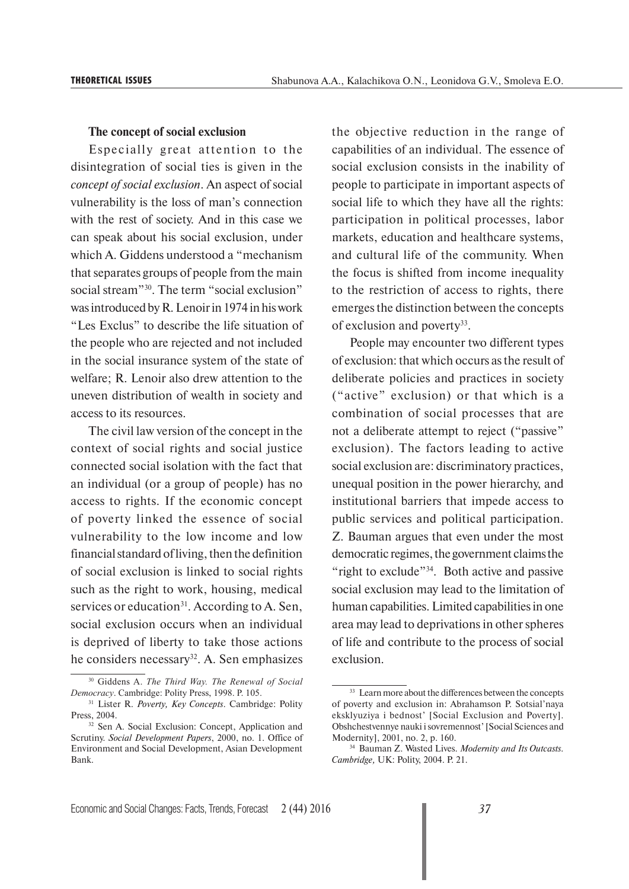### The concept of social exclusion

Especially great attention to the disintegration of social ties is given in the *concept of social exclusion*. An aspect of social vulnerability is the loss of man's connection with the rest of society. And in this case we can speak about his social exclusion, under which A. Giddens understood a "mechanism that separates groups of people from the main social stream"[30]. The term "social exclusion" was introduced by R. Lenoir in 1974 in his work "Les Exclus" to describe the life situation of the people who are rejected and not included in the social insurance system of the state of welfare; R. Lenoir also drew attention to the uneven distribution of wealth in society and access to its resources.

The civil law version of the concept in the context of social rights and social justice connected social isolation with the fact that an individual (or a group of people) has no access to rights. If the economic concept of poverty linked the essence of social vulnerability to the low income and low financial standard of living, then the definition of social exclusion is linked to social rights such as the right to work, housing, medical services or education[31]. According to A. Sen, social exclusion occurs when an individual is deprived of liberty to take those actions he considers necessary[32]. A. Sen emphasizes the objective reduction in the range of capabilities of an individual. The essence of social exclusion consists in the inability of people to participate in important aspects of social life to which they have all the rights: participation in political processes, labor markets, education and healthcare systems, and cultural life of the community. When the focus is shifted from income inequality to the restriction of access to rights, there emerges the distinction between the concepts of exclusion and poverty[33].

People may encounter two different types of exclusion: that which occurs as the result of deliberate policies and practices in society ("active" exclusion) or that which is a combination of social processes that are not a deliberate attempt to reject ("passive" exclusion). The factors leading to active social exclusion are: discriminatory practices, unequal position in the power hierarchy, and institutional barriers that impede access to public services and political participation. Z. Bauman argues that even under the most democratic regimes, the government claims the "right to exclude"[34]. Both active and passive social exclusion may lead to the limitation of human capabilities. Limited capabilities in one area may lead to deprivations in other spheres of life and contribute to the process of social exclusion.

---

[30] Giddens A. *The Third Way. The Renewal of Social Democracy*. Cambridge: Polity Press, 1998. P. 105.

[31] Lister R. *Poverty, Key Concepts*. Cambridge: Polity Press, 2004.

[32] Sen A. Social Exclusion: Concept, Application and Scrutiny. *Social Development Papers*, 2000, no. 1. Office of Environment and Social Development, Asian Development Bank.

[33] Learn more about the differences between the concepts of poverty and exclusion in: Abrahamson P. Sotsial'naya eksklyuziya i bednost' [Social Exclusion and Poverty]. Obshchestvennye nauki i sovremennost' [Social Sciences and Modernity], 2001, no. 2, p. 160.

[34] Bauman Z. Wasted Lives. *Modernity and Its Outcasts*. *Cambridge,* UK: Polity, 2004. P. 21.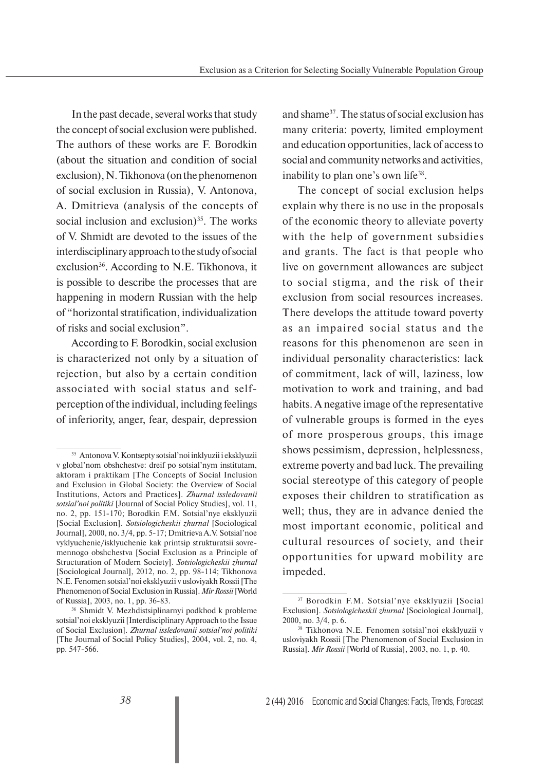In the past decade, several works that study the concept of social exclusion were published. The authors of these works are F. Borodkin (about the situation and condition of social exclusion), N. Tikhonova (on the phenomenon of social exclusion in Russia), V. Antonova, A. Dmitrieva (analysis of the concepts of social inclusion and exclusion)[35]. The works of V. Shmidt are devoted to the issues of the interdisciplinary approach to the study of social exclusion[36]. According to N.E. Tikhonova, it is possible to describe the processes that are happening in modern Russian with the help of "horizontal stratification, individualization of risks and social exclusion".

According to F. Borodkin, social exclusion is characterized not only by a situation of rejection, but also by a certain condition associated with social status and self-perception of the individual, including feelings of inferiority, anger, fear, despair, depression and shame[37]. The status of social exclusion has many criteria: poverty, limited employment and education opportunities, lack of access to social and community networks and activities, inability to plan one's own life[38].

The concept of social exclusion helps explain why there is no use in the proposals of the economic theory to alleviate poverty with the help of government subsidies and grants. The fact is that people who live on government allowances are subject to social stigma, and the risk of their exclusion from social resources increases. There develops the attitude toward poverty as an impaired social status and the reasons for this phenomenon are seen in individual personality characteristics: lack of commitment, lack of will, laziness, low motivation to work and training, and bad habits. A negative image of the representative of vulnerable groups is formed in the eyes of more prosperous groups, this image shows pessimism, depression, helplessness, extreme poverty and bad luck. The prevailing social stereotype of this category of people exposes their children to stratification as well; thus, they are in advance denied the most important economic, political and cultural resources of society, and their opportunities for upward mobility are impeded.

---

[35] Antonova V. Kontsepty sotsial'noi inklyuzii i eksklyuzii v global'nom obshchestve: dreif po sotsial'nym institutam, aktoram i praktikam [The Concepts of Social Inclusion and Exclusion in Global Society: the Overview of Social Institutions, Actors and Practices]. *Zhurnal issledovanii sotsial'noi politiki* [Journal of Social Policy Studies], vol. 11, no. 2, pp. 151-170; Borodkin F.M. Sotsial'nye eksklyuzii [Social Exclusion]. *Sotsiologicheskii zhurnal* [Sociological Journal], 2000, no. 3/4, pp. 5-17; Dmitrieva A.V. Sotsial'noe vyklyuchenie/isklyuchenie kak printsip strukturatsii sovremennogo obshchestva [Social Exclusion as a Principle of Structuration of Modern Society]. *Sotsiologicheskii zhurnal* [Sociological Journal], 2012, no. 2, pp. 98-114; Tikhonova N.E. Fenomen sotsial'noi eksklyuzii v usloviyakh Rossii [The Phenomenon of Social Exclusion in Russia]. *Mir Rossii* [World of Russia], 2003, no. 1, pp. 36-83.

[36] Shmidt V. Mezhdistsiplinarnyi podkhod k probleme sotsial'noi eksklyuzii [Interdisciplinary Approach to the Issue of Social Exclusion]. *Zhurnal issledovanii sotsial'noi politiki* [The Journal of Social Policy Studies], 2004, vol. 2, no. 4, pp. 547-566.

[37] Borodkin F.M. Sotsial'nye eksklyuzii [Social Exclusion]. *Sotsiologicheskii zhurnal* [Sociological Journal], 2000, no. 3/4, p. 6.

[38] Tikhonova N.E. Fenomen sotsial'noi eksklyuzii v usloviyakh Rossii [The Phenomenon of Social Exclusion in Russia]. *Mir Rossii* [World of Russia], 2003, no. 1, p. 40.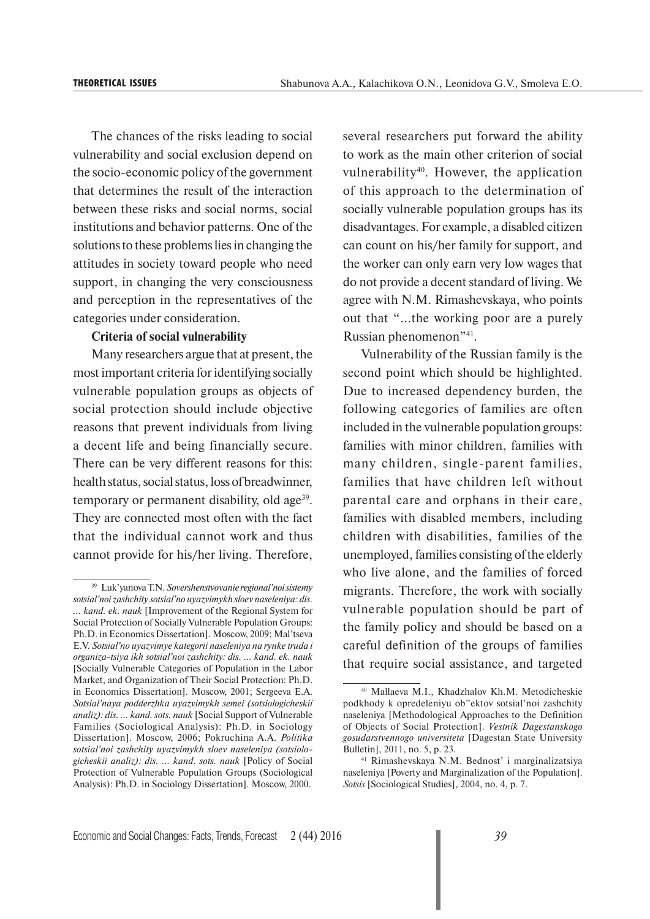The chances of the risks leading to social vulnerability and social exclusion depend on the socio-economic policy of the government that determines the result of the interaction between these risks and social norms, social institutions and behavior patterns. One of the solutions to these problems lies in changing the attitudes in society toward people who need support, in changing the very consciousness and perception in the representatives of the categories under consideration.

**Criteria of social vulnerability**

Many researchers argue that at present, the most important criteria for identifying socially vulnerable population groups as objects of social protection should include objective reasons that prevent individuals from living a decent life and being financially secure. There can be very different reasons for this: health status, social status, loss of breadwinner, temporary or permanent disability, old age[39]. They are connected most often with the fact that the individual cannot work and thus cannot provide for his/her living. Therefore, several researchers put forward the ability to work as the main other criterion of social vulnerability[40]. However, the application of this approach to the determination of socially vulnerable population groups has its disadvantages. For example, a disabled citizen can count on his/her family for support, and the worker can only earn very low wages that do not provide a decent standard of living. We agree with N.M. Rimashevskaya, who points out that "...the working poor are a purely Russian phenomenon"[41].

Vulnerability of the Russian family is the second point which should be highlighted. Due to increased dependency burden, the following categories of families are often included in the vulnerable population groups: families with minor children, families with many children, single-parent families, families that have children left without parental care and orphans in their care, families with disabled members, including children with disabilities, families of the unemployed, families consisting of the elderly who live alone, and the families of forced migrants. Therefore, the work with socially vulnerable population should be part of the family policy and should be based on a careful definition of the groups of families that require social assistance, and targeted

---

[39] Luk'yanova T.N. *Sovershenstvovanie regional'noi sistemy sotsial'noi zashchity sotsial'no uyazvimykh sloev naseleniya: dis. ... kand. ek. nauk* [Improvement of the Regional System for Social Protection of Socially Vulnerable Population Groups: Ph.D. in Economics Dissertation]. Moscow, 2009; Mal'tseva E.V. *Sotsial'no uyazvimye kategorii naseleniya na rynke truda i organiza-tsiya ikh sotsial'noi zashchity: dis. ... kand. ek. nauk* [Socially Vulnerable Categories of Population in the Labor Market, and Organization of Their Social Protection: Ph.D. in Economics Dissertation]. Moscow, 2001; Sergeeva E.A. *Sotsial'naya podderzhka uyazvimykh semei (sotsiologicheskii analiz): dis. ... kand. sots. nauk* [Social Support of Vulnerable Families (Sociological Analysis): Ph.D. in Sociology Dissertation]. Moscow, 2006; Pokruchina A.A. *Politika sotsial'noi zashchity uyazvimykh sloev naseleniya (sotsiologicheskii analiz): dis. ... kand. sots. nauk* [Policy of Social Protection of Vulnerable Population Groups (Sociological Analysis): Ph.D. in Sociology Dissertation]. Moscow, 2000.

[40] Mallaeva M.I., Khadzhalov Kh.M. Metodicheskie podkhody k opredeleniyu ob"ektov sotsial'noi zashchity naseleniya [Methodological Approaches to the Definition of Objects of Social Protection]. *Vestnik Dagestanskogo gosudarstvennogo universiteta* [Dagestan State University Bulletin], 2011, no. 5, p. 23.

[41] Rimashevskaya N.M. Bednost' i marginalizatsiya naseleniya [Poverty and Marginalization of the Population]. *Sotsis* [Sociological Studies], 2004, no. 4, p. 7.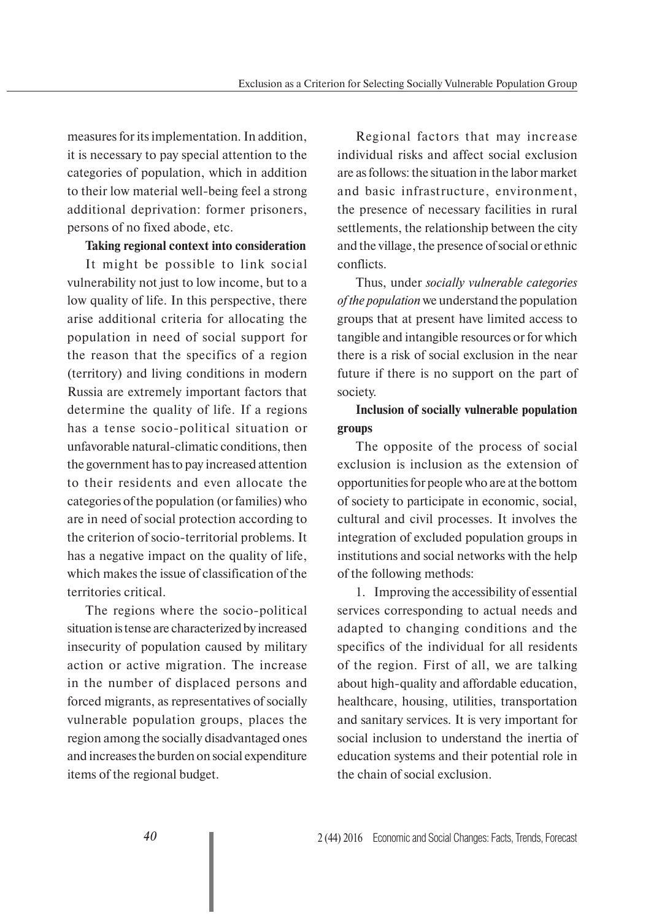measures for its implementation. In addition, it is necessary to pay special attention to the categories of population, which in addition to their low material well-being feel a strong additional deprivation: former prisoners, persons of no fixed abode, etc.

**Taking regional context into consideration**

It might be possible to link social vulnerability not just to low income, but to a low quality of life. In this perspective, there arise additional criteria for allocating the population in need of social support for the reason that the specifics of a region (territory) and living conditions in modern Russia are extremely important factors that determine the quality of life. If a regions has a tense socio-political situation or unfavorable natural-climatic conditions, then the government has to pay increased attention to their residents and even allocate the categories of the population (or families) who are in need of social protection according to the criterion of socio-territorial problems. It has a negative impact on the quality of life, which makes the issue of classification of the territories critical.

The regions where the socio-political situation is tense are characterized by increased insecurity of population caused by military action or active migration. The increase in the number of displaced persons and forced migrants, as representatives of socially vulnerable population groups, places the region among the socially disadvantaged ones and increases the burden on social expenditure items of the regional budget.

Regional factors that may increase individual risks and affect social exclusion are as follows: the situation in the labor market and basic infrastructure, environment, the presence of necessary facilities in rural settlements, the relationship between the city and the village, the presence of social or ethnic conflicts.

Thus, under *socially vulnerable categories of the population* we understand the population groups that at present have limited access to tangible and intangible resources or for which there is a risk of social exclusion in the near future if there is no support on the part of society.

**Inclusion of socially vulnerable population groups**

The opposite of the process of social exclusion is inclusion as the extension of opportunities for people who are at the bottom of society to participate in economic, social, cultural and civil processes. It involves the integration of excluded population groups in institutions and social networks with the help of the following methods:

1. Improving the accessibility of essential services corresponding to actual needs and adapted to changing conditions and the specifics of the individual for all residents of the region. First of all, we are talking about high-quality and affordable education, healthcare, housing, utilities, transportation and sanitary services. It is very important for social inclusion to understand the inertia of education systems and their potential role in the chain of social exclusion.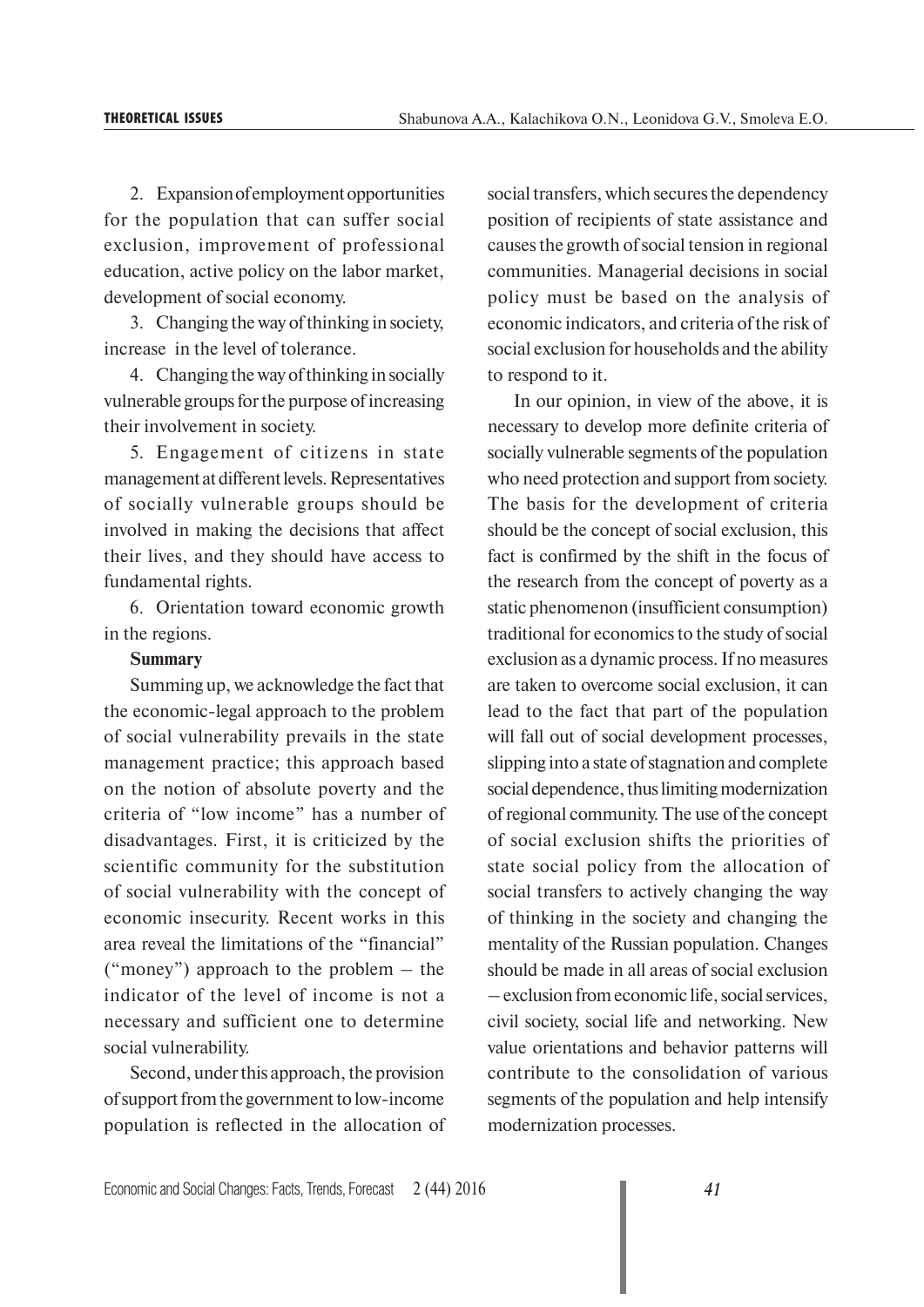2. Expansion of employment opportunities for the population that can suffer social exclusion, improvement of professional education, active policy on the labor market, development of social economy.

3. Changing the way of thinking in society, increase in the level of tolerance.

4. Changing the way of thinking in socially vulnerable groups for the purpose of increasing their involvement in society.

5. Engagement of citizens in state management at different levels. Representatives of socially vulnerable groups should be involved in making the decisions that affect their lives, and they should have access to fundamental rights.

6. Orientation toward economic growth in the regions.

**Summary**

Summing up, we acknowledge the fact that the economic-legal approach to the problem of social vulnerability prevails in the state management practice; this approach based on the notion of absolute poverty and the criteria of "low income" has a number of disadvantages. First, it is criticized by the scientific community for the substitution of social vulnerability with the concept of economic insecurity. Recent works in this area reveal the limitations of the "financial" ("money") approach to the problem – the indicator of the level of income is not a necessary and sufficient one to determine social vulnerability.

Second, under this approach, the provision of support from the government to low-income population is reflected in the allocation of social transfers, which secures the dependency position of recipients of state assistance and causes the growth of social tension in regional communities. Managerial decisions in social policy must be based on the analysis of economic indicators, and criteria of the risk of social exclusion for households and the ability to respond to it.

In our opinion, in view of the above, it is necessary to develop more definite criteria of socially vulnerable segments of the population who need protection and support from society. The basis for the development of criteria should be the concept of social exclusion, this fact is confirmed by the shift in the focus of the research from the concept of poverty as a static phenomenon (insufficient consumption) traditional for economics to the study of social exclusion as a dynamic process. If no measures are taken to overcome social exclusion, it can lead to the fact that part of the population will fall out of social development processes, slipping into a state of stagnation and complete social dependence, thus limiting modernization of regional community. The use of the concept of social exclusion shifts the priorities of state social policy from the allocation of social transfers to actively changing the way of thinking in the society and changing the mentality of the Russian population. Changes should be made in all areas of social exclusion – exclusion from economic life, social services, civil society, social life and networking. New value orientations and behavior patterns will contribute to the consolidation of various segments of the population and help intensify modernization processes.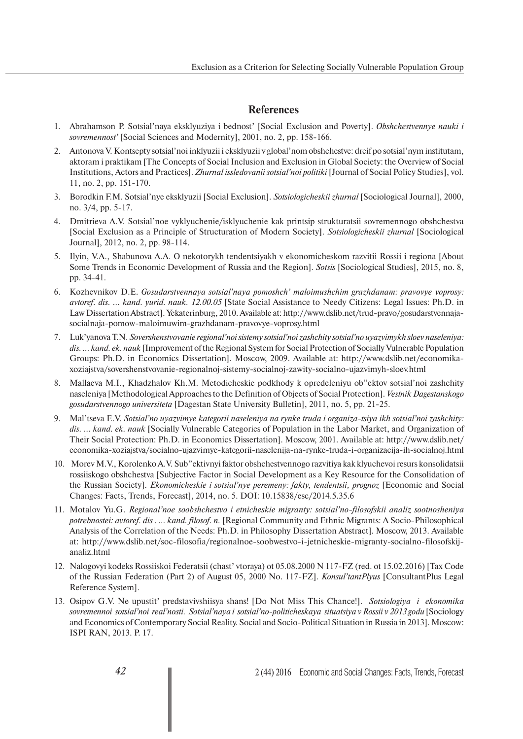## References

1. Abrahamson P. Sotsial'naya eksklyuziya i bednost' [Social Exclusion and Poverty]. *Obshchestvennye nauki i sovremennost'* [Social Sciences and Modernity], 2001, no. 2, pp. 158-166.
2. Antonova V. Kontsepty sotsial'noi inklyuzii i eksklyuzii v global'nom obshchestve: dreif po sotsial'nym institutam, aktoram i praktikam [The Concepts of Social Inclusion and Exclusion in Global Society: the Overview of Social Institutions, Actors and Practices]. *Zhurnal issledovanii sotsial'noi politiki* [Journal of Social Policy Studies], vol. 11, no. 2, pp. 151-170.
3. Borodkin F.M. Sotsial'nye eksklyuzii [Social Exclusion]. *Sotsiologicheskii zhurnal* [Sociological Journal], 2000, no. 3/4, pp. 5-17.
4. Dmitrieva A.V. Sotsial'noe vyklyuchenie/isklyuchenie kak printsip strukturatsii sovremennogo obshchestva [Social Exclusion as a Principle of Structuration of Modern Society]. *Sotsiologicheskii zhurnal* [Sociological Journal], 2012, no. 2, pp. 98-114.
5. Ilyin, V.A., Shabunova A.A. O nekotorykh tendentsiyakh v ekonomicheskom razvitii Rossii i regiona [About Some Trends in Economic Development of Russia and the Region]. *Sotsis* [Sociological Studies], 2015, no. 8, pp. 34-41.
6. Kozhevnikov D.E. *Gosudarstvennaya sotsial'naya pomoshch' maloimushchim grazhdanam: pravovye voprosy: avtoref. dis. ... kand. yurid. nauk. 12.00.05* [State Social Assistance to Needy Citizens: Legal Issues: Ph.D. in Law Dissertation Abstract]. Yekaterinburg, 2010. Available at: http://www.dslib.net/trud-pravo/gosudarstvennaja-socialnaja-pomow-maloimuwim-grazhdanam-pravovye-voprosy.html
7. Luk'yanova T.N. *Sovershenstvovanie regional'noi sistemy sotsial'noi zashchity sotsial'no uyazvimykh sloev naseleniya: dis. ... kand. ek. nauk* [Improvement of the Regional System for Social Protection of Socially Vulnerable Population Groups: Ph.D. in Economics Dissertation]. Moscow, 2009. Available at: http://www.dslib.net/economika-xoziajstva/sovershenstvovanie-regionalnoj-sistemy-socialnoj-zawity-socialno-ujazvimyh-sloev.html
8. Mallaeva M.I., Khadzhalov Kh.M. Metodicheskie podkhody k opredeleniyu ob"ektov sotsial'noi zashchity naseleniya [Methodological Approaches to the Definition of Objects of Social Protection]. *Vestnik Dagestanskogo gosudarstvennogo universiteta* [Dagestan State University Bulletin], 2011, no. 5, pp. 21-25.
9. Mal'tseva E.V. *Sotsial'no uyazvimye kategorii naseleniya na rynke truda i organiza-tsiya ikh sotsial'noi zashchity: dis. ... kand. ek. nauk* [Socially Vulnerable Categories of Population in the Labor Market, and Organization of Their Social Protection: Ph.D. in Economics Dissertation]. Moscow, 2001. Available at: http://www.dslib.net/economika-xoziajstva/socialno-ujazvimye-kategorii-naselenija-na-rynke-truda-i-organizacija-ih-socialnoj.html
10. Morev M.V., Korolenko A.V. Sub"ektivnyi faktor obshchestvennogo razvitiya kak klyuchevoi resurs konsolidatsii rossiiskogo obshchestva [Subjective Factor in Social Development as a Key Resource for the Consolidation of the Russian Society]. *Ekonomicheskie i sotsial'nye peremeny: fakty, tendentsii, prognoz* [Economic and Social Changes: Facts, Trends, Forecast], 2014, no. 5. DOI: 10.15838/esc/2014.5.35.6
11. Motalov Yu.G. *Regional'noe soobshchestvo i etnicheskie migranty: sotsial'no-filosofskii analiz sootnosheniya potrebnostei: avtoref. dis . ... kand. filosof. n.* [Regional Community and Ethnic Migrants: A Socio-Philosophical Analysis of the Correlation of the Needs: Ph.D. in Philosophy Dissertation Abstract]. Moscow, 2013. Available at: http://www.dslib.net/soc-filosofia/regionalnoe-soobwestvo-i-jetnicheskie-migranty-socialno-filosofskij-analiz.html
12. Nalogovyi kodeks Rossiiskoi Federatsii (chast' vtoraya) ot 05.08.2000 N 117-FZ (red. ot 15.02.2016) [Tax Code of the Russian Federation (Part 2) of August 05, 2000 No. 117-FZ]. *Konsul'tantPlyus* [ConsultantPlus Legal Reference System].
13. Osipov G.V. Ne upustit' predstavivshiisya shans! [Do Not Miss This Chance!]. *Sotsiologiya i ekonomika sovremennoi sotsial'noi real'nosti. Sotsial'naya i sotsial'no-politicheskaya situatsiya v Rossii v 2013 godu* [Sociology and Economics of Contemporary Social Reality. Social and Socio-Political Situation in Russia in 2013]. Moscow: ISPI RAN, 2013. P. 17.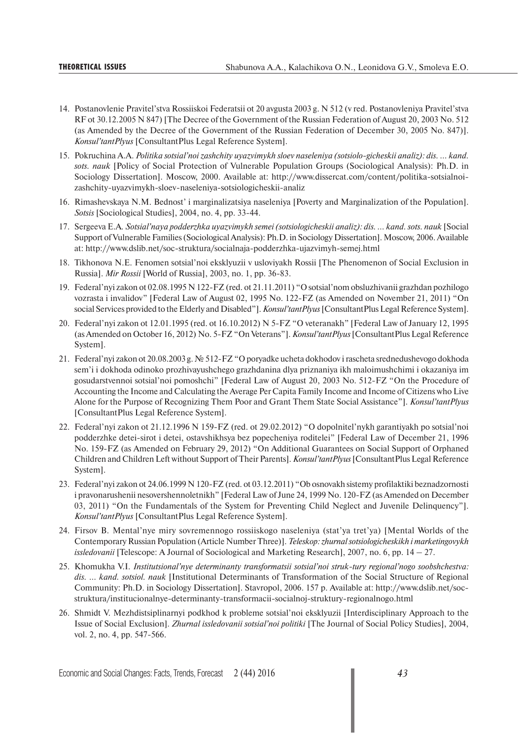14. Postanovlenie Pravitel'stva Rossiiskoi Federatsii ot 20 avgusta 2003 g. N 512 (v red. Postanovleniya Pravitel'stva RF ot 30.12.2005 N 847) [The Decree of the Government of the Russian Federation of August 20, 2003 No. 512 (as Amended by the Decree of the Government of the Russian Federation of December 30, 2005 No. 847)]. *Konsul'tantPlyus* [ConsultantPlus Legal Reference System].

15. Pokruchina A.A. *Politika sotsial'noi zashchity uyazvimykh sloev naseleniya (sotsiolo-gicheskii analiz): dis. ... kand. sots. nauk* [Policy of Social Protection of Vulnerable Population Groups (Sociological Analysis): Ph.D. in Sociology Dissertation]. Moscow, 2000. Available at: http://www.dissercat.com/content/politika-sotsialnoi-zashchity-uyazvimykh-sloev-naseleniya-sotsiologicheskii-analiz

16. Rimashevskaya N.M. Bednost' i marginalizatsiya naseleniya [Poverty and Marginalization of the Population]. *Sotsis* [Sociological Studies], 2004, no. 4, pp. 33-44.

17. Sergeeva E.A. *Sotsial'naya podderzhka uyazvimykh semei (sotsiologicheskii analiz): dis. ... kand. sots. nauk* [Social Support of Vulnerable Families (Sociological Analysis): Ph.D. in Sociology Dissertation]. Moscow, 2006. Available at: http://www.dslib.net/soc-struktura/socialnaja-podderzhka-ujazvimyh-semej.html

18. Tikhonova N.E. Fenomen sotsial'noi eksklyuzii v usloviyakh Rossii [The Phenomenon of Social Exclusion in Russia]. *Mir Rossii* [World of Russia], 2003, no. 1, pp. 36-83.

19. Federal'nyi zakon ot 02.08.1995 N 122-FZ (red. ot 21.11.2011) "O sotsial'nom obsluzhivanii grazhdan pozhilogo vozrasta i invalidov" [Federal Law of August 02, 1995 No. 122-FZ (as Amended on November 21, 2011) "On social Services provided to the Elderly and Disabled"]. *Konsul'tantPlyus* [ConsultantPlus Legal Reference System].

20. Federal'nyi zakon ot 12.01.1995 (red. ot 16.10.2012) N 5-FZ "O veteranakh" [Federal Law of January 12, 1995 (as Amended on October 16, 2012) No. 5-FZ "On Veterans"]. *Konsul'tantPlyus* [ConsultantPlus Legal Reference System].

21. Federal'nyi zakon ot 20.08.2003 g. № 512-FZ "O poryadke ucheta dokhodov i rascheta srednedushevogo dokhoda sem'i i dokhoda odinoko prozhivayushchego grazhdanina dlya priznaniya ikh maloimushchimi i okazaniya im gosudarstvennoi sotsial'noi pomoshchi" [Federal Law of August 20, 2003 No. 512-FZ "On the Procedure of Accounting the Income and Calculating the Average Per Capita Family Income and Income of Citizens who Live Alone for the Purpose of Recognizing Them Poor and Grant Them State Social Assistance"]. *Konsul'tantPlyus* [ConsultantPlus Legal Reference System].

22. Federal'nyi zakon ot 21.12.1996 N 159-FZ (red. ot 29.02.2012) "O dopolnitel'nykh garantiyakh po sotsial'noi podderzhke detei-sirot i detei, ostavshikhsya bez popecheniya roditelei" [Federal Law of December 21, 1996 No. 159-FZ (as Amended on February 29, 2012) "On Additional Guarantees on Social Support of Orphaned Children and Children Left without Support of Their Parents]. *Konsul'tantPlyus* [ConsultantPlus Legal Reference System].

23. Federal'nyi zakon ot 24.06.1999 N 120-FZ (red. ot 03.12.2011) "Ob osnovakh sistemy profilaktiki beznadzornosti i pravonarushenii nesovershennoletnikh" [Federal Law of June 24, 1999 No. 120-FZ (as Amended on December 03, 2011) "On the Fundamentals of the System for Preventing Child Neglect and Juvenile Delinquency"]. *Konsul'tantPlyus* [ConsultantPlus Legal Reference System].

24. Firsov B. Mental'nye miry sovremennogo rossiiskogo naseleniya (stat'ya tret'ya) [Mental Worlds of the Contemporary Russian Population (Article Number Three)]. *Teleskop: zhurnal sotsiologicheskikh i marketingovykh issledovanii* [Telescope: A Journal of Sociological and Marketing Research], 2007, no. 6, pp. 14 – 27.

25. Khomukha V.I. *Institutsional'nye determinanty transformatsii sotsial'noi struk-tury regional'nogo soobshchestva: dis. ... kand. sotsiol. nauk* [Institutional Determinants of Transformation of the Social Structure of Regional Community: Ph.D. in Sociology Dissertation]. Stavropol, 2006. 157 p. Available at: http://www.dslib.net/soc-struktura/institucionalnye-determinanty-transformacii-socialnoj-struktury-regionalnogo.html

26. Shmidt V. Mezhdistsiplinarnyi podkhod k probleme sotsial'noi eksklyuzii [Interdisciplinary Approach to the Issue of Social Exclusion]. *Zhurnal issledovanii sotsial'noi politiki* [The Journal of Social Policy Studies], 2004, vol. 2, no. 4, pp. 547-566.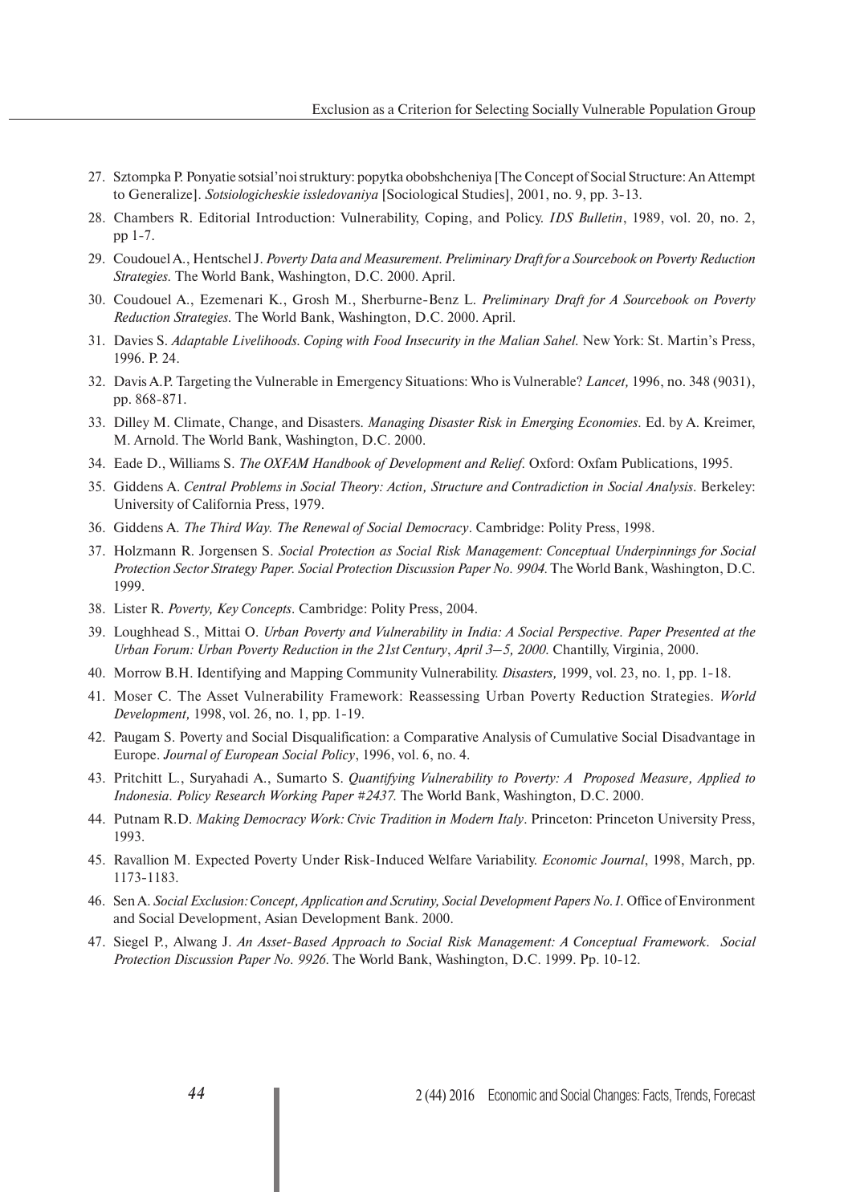27. Sztompka P. Ponyatie sotsial'noi struktury: popytka obobshcheniya [The Concept of Social Structure: An Attempt to Generalize]. *Sotsiologicheskie issledovaniya* [Sociological Studies], 2001, no. 9, pp. 3-13.
28. Chambers R. Editorial Introduction: Vulnerability, Coping, and Policy. *IDS Bulletin*, 1989, vol. 20, no. 2, pp 1-7.
29. Coudouel A., Hentschel J. *Poverty Data and Measurement. Preliminary Draft for a Sourcebook on Poverty Reduction Strategies.* The World Bank, Washington, D.C. 2000. April.
30. Coudouel A., Ezemenari K., Grosh M., Sherburne-Benz L. *Preliminary Draft for A Sourcebook on Poverty Reduction Strategies.* The World Bank, Washington, D.C. 2000. April.
31. Davies S. *Adaptable Livelihoods. Coping with Food Insecurity in the Malian Sahel.* New York: St. Martin's Press, 1996. P. 24.
32. Davis A.P. Targeting the Vulnerable in Emergency Situations: Who is Vulnerable? *Lancet,* 1996, no. 348 (9031), pp. 868-871.
33. Dilley M. Climate, Change, and Disasters. *Managing Disaster Risk in Emerging Economies.* Ed. by A. Kreimer, M. Arnold. The World Bank, Washington, D.C. 2000.
34. Eade D., Williams S. *The OXFAM Handbook of Development and Relief.* Oxford: Oxfam Publications, 1995.
35. Giddens A. *Central Problems in Social Theory: Action, Structure and Contradiction in Social Analysis.* Berkeley: University of California Press, 1979.
36. Giddens A. *The Third Way. The Renewal of Social Democracy*. Cambridge: Polity Press, 1998.
37. Holzmann R. Jorgensen S. *Social Protection as Social Risk Management: Conceptual Underpinnings for Social Protection Sector Strategy Paper. Social Protection Discussion Paper No. 9904.* The World Bank, Washington, D.C. 1999.
38. Lister R. *Poverty, Key Concepts*. Cambridge: Polity Press, 2004.
39. Loughhead S., Mittai O. *Urban Poverty and Vulnerability in India: A Social Perspective. Paper Presented at the Urban Forum: Urban Poverty Reduction in the 21st Century, April 3–5, 2000.* Chantilly, Virginia, 2000.
40. Morrow B.H. Identifying and Mapping Community Vulnerability. *Disasters,* 1999, vol. 23, no. 1, pp. 1-18.
41. Moser C. The Asset Vulnerability Framework: Reassessing Urban Poverty Reduction Strategies. *World Development,* 1998, vol. 26, no. 1, pp. 1-19.
42. Paugam S. Poverty and Social Disqualification: a Comparative Analysis of Cumulative Social Disadvantage in Europe. *Journal of European Social Policy*, 1996, vol. 6, no. 4.
43. Pritchitt L., Suryahadi A., Sumarto S. *Quantifying Vulnerability to Poverty: A Proposed Measure, Applied to Indonesia. Policy Research Working Paper #2437.* The World Bank, Washington, D.C. 2000.
44. Putnam R.D. *Making Democracy Work: Civic Tradition in Modern Italy*. Princeton: Princeton University Press, 1993.
45. Ravallion M. Expected Poverty Under Risk-Induced Welfare Variability. *Economic Journal*, 1998, March, pp. 1173-1183.
46. Sen A. *Social Exclusion: Concept, Application and Scrutiny, Social Development Papers No. 1.* Office of Environment and Social Development, Asian Development Bank. 2000.
47. Siegel P., Alwang J. *An Asset-Based Approach to Social Risk Management: A Conceptual Framework. Social Protection Discussion Paper No. 9926.* The World Bank, Washington, D.C. 1999. Pp. 10-12.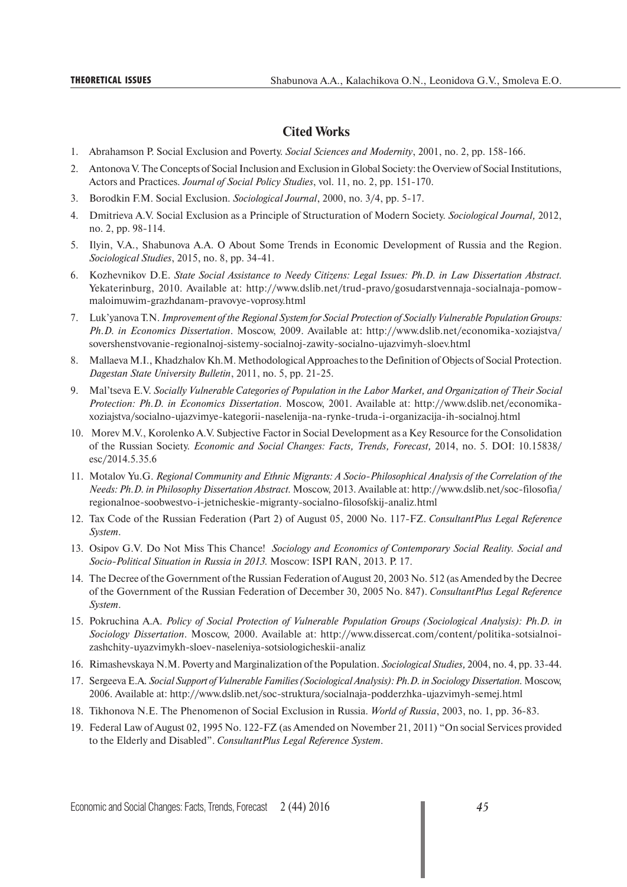## Cited Works

1. Abrahamson P. Social Exclusion and Poverty. *Social Sciences and Modernity*, 2001, no. 2, pp. 158-166.
2. Antonova V. The Concepts of Social Inclusion and Exclusion in Global Society: the Overview of Social Institutions, Actors and Practices. *Journal of Social Policy Studies*, vol. 11, no. 2, pp. 151-170.
3. Borodkin F.M. Social Exclusion. *Sociological Journal*, 2000, no. 3/4, pp. 5-17.
4. Dmitrieva A.V. Social Exclusion as a Principle of Structuration of Modern Society. *Sociological Journal,* 2012, no. 2, pp. 98-114.
5. Ilyin, V.A., Shabunova A.A. O About Some Trends in Economic Development of Russia and the Region. *Sociological Studies*, 2015, no. 8, pp. 34-41.
6. Kozhevnikov D.E. *State Social Assistance to Needy Citizens: Legal Issues: Ph.D. in Law Dissertation Abstract.* Yekaterinburg, 2010. Available at: http://www.dslib.net/trud-pravo/gosudarstvennaja-socialnaja-pomow-maloimuwim-grazhdanam-pravovye-voprosy.html
7. Luk'yanova T.N. *Improvement of the Regional System for Social Protection of Socially Vulnerable Population Groups: Ph.D. in Economics Dissertation*. Moscow, 2009. Available at: http://www.dslib.net/economika-xoziajstva/sovershenstvovanie-regionalnoj-sistemy-socialnoj-zawity-socialno-ujazvimyh-sloev.html
8. Mallaeva M.I., Khadzhalov Kh.M. Methodological Approaches to the Definition of Objects of Social Protection. *Dagestan State University Bulletin*, 2011, no. 5, pp. 21-25.
9. Mal'tseva E.V. *Socially Vulnerable Categories of Population in the Labor Market, and Organization of Their Social Protection: Ph.D. in Economics Dissertation*. Moscow, 2001. Available at: http://www.dslib.net/economika-xoziajstva/socialno-ujazvimye-kategorii-naselenija-na-rynke-truda-i-organizacija-ih-socialnoj.html
10. Morev M.V., Korolenko A.V. Subjective Factor in Social Development as a Key Resource for the Consolidation of the Russian Society. *Economic and Social Changes: Facts, Trends, Forecast,* 2014, no. 5. DOI: 10.15838/esc/2014.5.35.6
11. Motalov Yu.G. *Regional Community and Ethnic Migrants: A Socio-Philosophical Analysis of the Correlation of the Needs: Ph.D. in Philosophy Dissertation Abstract.* Moscow, 2013. Available at: http://www.dslib.net/soc-filosofia/regionalnoe-soobwestvo-i-jetnicheskie-migranty-socialno-filosofskij-analiz.html
12. Tax Code of the Russian Federation (Part 2) of August 05, 2000 No. 117-FZ. *ConsultantPlus Legal Reference System*.
13. Osipov G.V. Do Not Miss This Chance! *Sociology and Economics of Contemporary Social Reality. Social and Socio-Political Situation in Russia in 2013.* Moscow: ISPI RAN, 2013. P. 17.
14. The Decree of the Government of the Russian Federation of August 20, 2003 No. 512 (as Amended by the Decree of the Government of the Russian Federation of December 30, 2005 No. 847). *ConsultantPlus Legal Reference System*.
15. Pokruchina A.A. *Policy of Social Protection of Vulnerable Population Groups (Sociological Analysis): Ph.D. in Sociology Dissertation*. Moscow, 2000. Available at: http://www.dissercat.com/content/politika-sotsialnoi-zashchity-uyazvimykh-sloev-naseleniya-sotsiologicheskii-analiz
16. Rimashevskaya N.M. Poverty and Marginalization of the Population. *Sociological Studies,* 2004, no. 4, pp. 33-44.
17. Sergeeva E.A. *Social Support of Vulnerable Families (Sociological Analysis): Ph.D. in Sociology Dissertation.* Moscow, 2006. Available at: http://www.dslib.net/soc-struktura/socialnaja-podderzhka-ujazvimyh-semej.html
18. Tikhonova N.E. The Phenomenon of Social Exclusion in Russia. *World of Russia*, 2003, no. 1, pp. 36-83.
19. Federal Law of August 02, 1995 No. 122-FZ (as Amended on November 21, 2011) "On social Services provided to the Elderly and Disabled". *ConsultantPlus Legal Reference System*.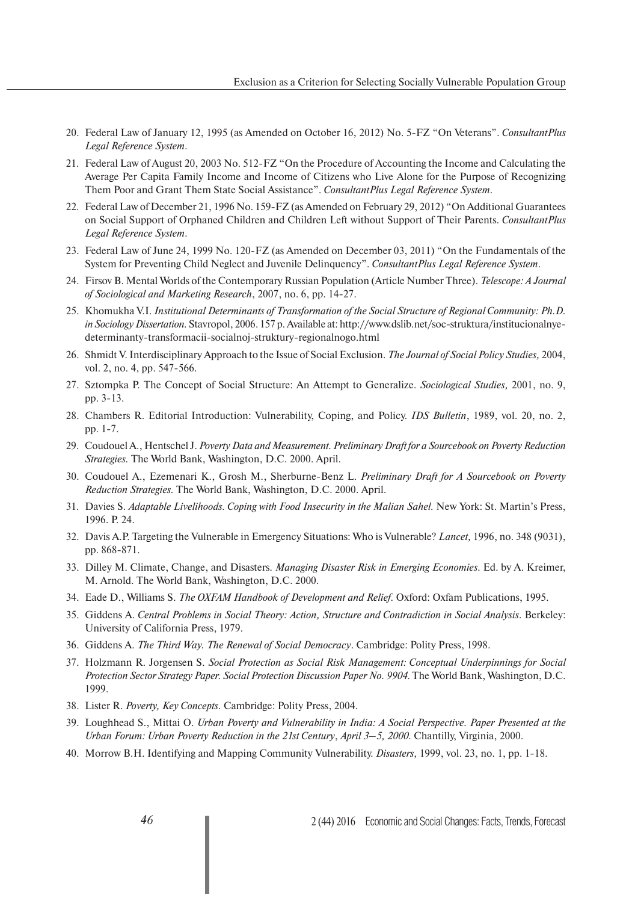20. Federal Law of January 12, 1995 (as Amended on October 16, 2012) No. 5-FZ "On Veterans". *ConsultantPlus Legal Reference System*.
21. Federal Law of August 20, 2003 No. 512-FZ "On the Procedure of Accounting the Income and Calculating the Average Per Capita Family Income and Income of Citizens who Live Alone for the Purpose of Recognizing Them Poor and Grant Them State Social Assistance". *ConsultantPlus Legal Reference System*.
22. Federal Law of December 21, 1996 No. 159-FZ (as Amended on February 29, 2012) "On Additional Guarantees on Social Support of Orphaned Children and Children Left without Support of Their Parents. *ConsultantPlus Legal Reference System*.
23. Federal Law of June 24, 1999 No. 120-FZ (as Amended on December 03, 2011) "On the Fundamentals of the System for Preventing Child Neglect and Juvenile Delinquency". *ConsultantPlus Legal Reference System*.
24. Firsov B. Mental Worlds of the Contemporary Russian Population (Article Number Three). *Telescope: A Journal of Sociological and Marketing Research*, 2007, no. 6, pp. 14-27.
25. Khomukha V.I. *Institutional Determinants of Transformation of the Social Structure of Regional Community: Ph.D. in Sociology Dissertation*. Stavropol, 2006. 157 p. Available at: http://www.dslib.net/soc-struktura/institucionalnye-determinanty-transformacii-socialnoj-struktury-regionalnogo.html
26. Shmidt V. Interdisciplinary Approach to the Issue of Social Exclusion. *The Journal of Social Policy Studies,* 2004, vol. 2, no. 4, pp. 547-566.
27. Sztompka P. The Concept of Social Structure: An Attempt to Generalize. *Sociological Studies,* 2001, no. 9, pp. 3-13.
28. Chambers R. Editorial Introduction: Vulnerability, Coping, and Policy. *IDS Bulletin*, 1989, vol. 20, no. 2, pp. 1-7.
29. Coudouel A., Hentschel J. *Poverty Data and Measurement. Preliminary Draft for a Sourcebook on Poverty Reduction Strategies.* The World Bank, Washington, D.C. 2000. April.
30. Coudouel A., Ezemenari K., Grosh M., Sherburne-Benz L. *Preliminary Draft for A Sourcebook on Poverty Reduction Strategies.* The World Bank, Washington, D.C. 2000. April.
31. Davies S. *Adaptable Livelihoods. Coping with Food Insecurity in the Malian Sahel.* New York: St. Martin's Press, 1996. P. 24.
32. Davis A.P. Targeting the Vulnerable in Emergency Situations: Who is Vulnerable? *Lancet,* 1996, no. 348 (9031), pp. 868-871.
33. Dilley M. Climate, Change, and Disasters. *Managing Disaster Risk in Emerging Economies*. Ed. by A. Kreimer, M. Arnold. The World Bank, Washington, D.C. 2000.
34. Eade D., Williams S. *The OXFAM Handbook of Development and Relief*. Oxford: Oxfam Publications, 1995.
35. Giddens A. *Central Problems in Social Theory: Action, Structure and Contradiction in Social Analysis*. Berkeley: University of California Press, 1979.
36. Giddens A. *The Third Way. The Renewal of Social Democracy*. Cambridge: Polity Press, 1998.
37. Holzmann R. Jorgensen S. *Social Protection as Social Risk Management: Conceptual Underpinnings for Social Protection Sector Strategy Paper. Social Protection Discussion Paper No. 9904.* The World Bank, Washington, D.C. 1999.
38. Lister R. *Poverty, Key Concepts*. Cambridge: Polity Press, 2004.
39. Loughhead S., Mittai O. *Urban Poverty and Vulnerability in India: A Social Perspective. Paper Presented at the Urban Forum: Urban Poverty Reduction in the 21st Century, April 3–5, 2000.* Chantilly, Virginia, 2000.
40. Morrow B.H. Identifying and Mapping Community Vulnerability. *Disasters,* 1999, vol. 23, no. 1, pp. 1-18.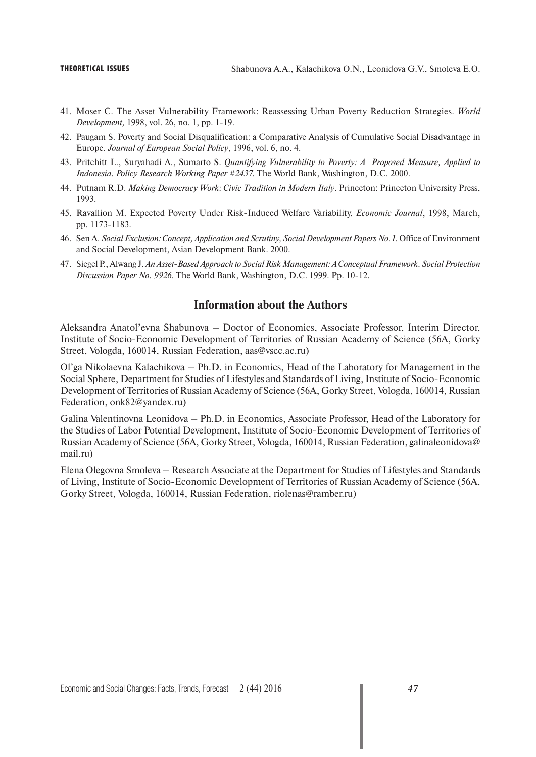41. Moser C. The Asset Vulnerability Framework: Reassessing Urban Poverty Reduction Strategies. *World Development,* 1998, vol. 26, no. 1, pp. 1-19.
42. Paugam S. Poverty and Social Disqualification: a Comparative Analysis of Cumulative Social Disadvantage in Europe. *Journal of European Social Policy*, 1996, vol. 6, no. 4.
43. Pritchitt L., Suryahadi A., Sumarto S. *Quantifying Vulnerability to Poverty: A Proposed Measure, Applied to Indonesia. Policy Research Working Paper #2437.* The World Bank, Washington, D.C. 2000.
44. Putnam R.D. *Making Democracy Work: Civic Tradition in Modern Italy*. Princeton: Princeton University Press, 1993.
45. Ravallion M. Expected Poverty Under Risk-Induced Welfare Variability. *Economic Journal*, 1998, March, pp. 1173-1183.
46. Sen A. *Social Exclusion: Concept, Application and Scrutiny, Social Development Papers No.1.* Office of Environment and Social Development, Asian Development Bank. 2000.
47. Siegel P., Alwang J. *An Asset-Based Approach to Social Risk Management: A Conceptual Framework. Social Protection Discussion Paper No. 9926.* The World Bank, Washington, D.C. 1999. Pp. 10-12.

## Information about the Authors

Aleksandra Anatol'evna Shabunova – Doctor of Economics, Associate Professor, Interim Director, Institute of Socio-Economic Development of Territories of Russian Academy of Science (56A, Gorky Street, Vologda, 160014, Russian Federation, aas@vscc.ac.ru)

Ol'ga Nikolaevna Kalachikova – Ph.D. in Economics, Head of the Laboratory for Management in the Social Sphere, Department for Studies of Lifestyles and Standards of Living, Institute of Socio-Economic Development of Territories of Russian Academy of Science (56A, Gorky Street, Vologda, 160014, Russian Federation, onk82@yandex.ru)

Galina Valentinovna Leonidova – Ph.D. in Economics, Associate Professor, Head of the Laboratory for the Studies of Labor Potential Development, Institute of Socio-Economic Development of Territories of Russian Academy of Science (56A, Gorky Street, Vologda, 160014, Russian Federation, galinaleonidova@mail.ru)

Elena Olegovna Smoleva – Research Associate at the Department for Studies of Lifestyles and Standards of Living, Institute of Socio-Economic Development of Territories of Russian Academy of Science (56A, Gorky Street, Vologda, 160014, Russian Federation, riolenas@ramber.ru)